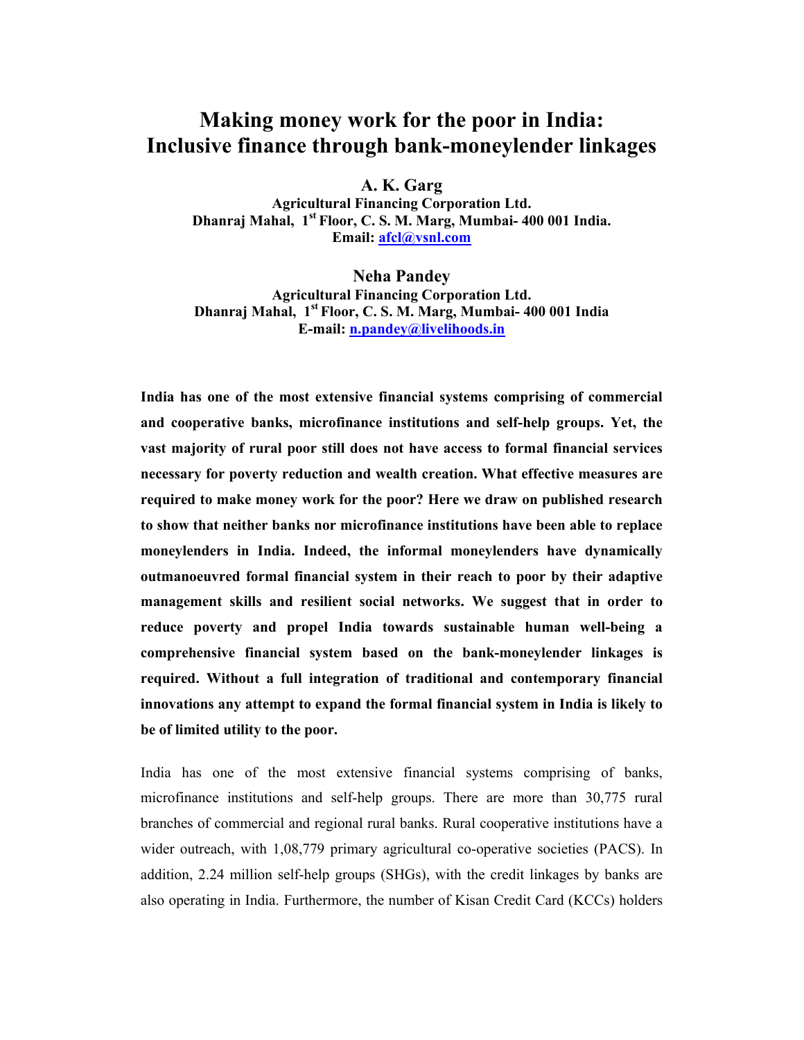# Making money work for the poor in India: Inclusive finance through bank-moneylender linkages

**A. K. Garg**
**Agricultural Financing Corporation Ltd.**
**Dhanraj Mahal, 1st Floor, C. S. M. Marg, Mumbai- 400 001 India.**
**Email: afcl@vsnl.com**

**Neha Pandey**
**Agricultural Financing Corporation Ltd.**
**Dhanraj Mahal, 1st Floor, C. S. M. Marg, Mumbai- 400 001 India**
**E-mail: n.pandey@livelihoods.in**

**India has one of the most extensive financial systems comprising of commercial and cooperative banks, microfinance institutions and self-help groups. Yet, the vast majority of rural poor still does not have access to formal financial services necessary for poverty reduction and wealth creation. What effective measures are required to make money work for the poor? Here we draw on published research to show that neither banks nor microfinance institutions have been able to replace moneylenders in India. Indeed, the informal moneylenders have dynamically outmanoeuvred formal financial system in their reach to poor by their adaptive management skills and resilient social networks. We suggest that in order to reduce poverty and propel India towards sustainable human well-being a comprehensive financial system based on the bank-moneylender linkages is required. Without a full integration of traditional and contemporary financial innovations any attempt to expand the formal financial system in India is likely to be of limited utility to the poor.**

India has one of the most extensive financial systems comprising of banks, microfinance institutions and self-help groups. There are more than 30,775 rural branches of commercial and regional rural banks. Rural cooperative institutions have a wider outreach, with 1,08,779 primary agricultural co-operative societies (PACS). In addition, 2.24 million self-help groups (SHGs), with the credit linkages by banks are also operating in India. Furthermore, the number of Kisan Credit Card (KCCs) holders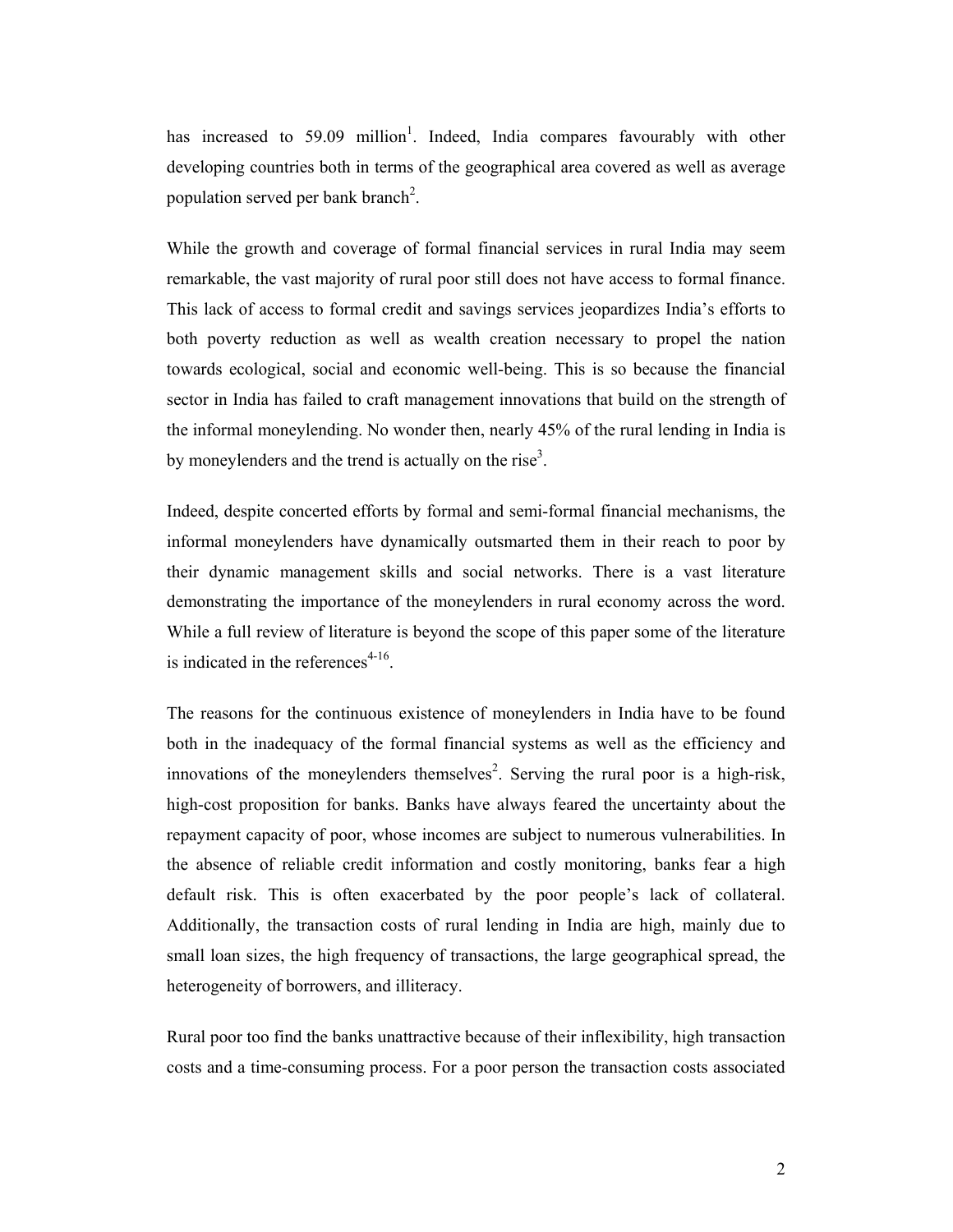has increased to 59.09 million[1]. Indeed, India compares favourably with other developing countries both in terms of the geographical area covered as well as average population served per bank branch[2].

While the growth and coverage of formal financial services in rural India may seem remarkable, the vast majority of rural poor still does not have access to formal finance. This lack of access to formal credit and savings services jeopardizes India's efforts to both poverty reduction as well as wealth creation necessary to propel the nation towards ecological, social and economic well-being. This is so because the financial sector in India has failed to craft management innovations that build on the strength of the informal moneylending. No wonder then, nearly 45% of the rural lending in India is by moneylenders and the trend is actually on the rise[3].

Indeed, despite concerted efforts by formal and semi-formal financial mechanisms, the informal moneylenders have dynamically outsmarted them in their reach to poor by their dynamic management skills and social networks. There is a vast literature demonstrating the importance of the moneylenders in rural economy across the word. While a full review of literature is beyond the scope of this paper some of the literature is indicated in the references[4-16].

The reasons for the continuous existence of moneylenders in India have to be found both in the inadequacy of the formal financial systems as well as the efficiency and innovations of the moneylenders themselves[2]. Serving the rural poor is a high-risk, high-cost proposition for banks. Banks have always feared the uncertainty about the repayment capacity of poor, whose incomes are subject to numerous vulnerabilities. In the absence of reliable credit information and costly monitoring, banks fear a high default risk. This is often exacerbated by the poor people's lack of collateral. Additionally, the transaction costs of rural lending in India are high, mainly due to small loan sizes, the high frequency of transactions, the large geographical spread, the heterogeneity of borrowers, and illiteracy.

Rural poor too find the banks unattractive because of their inflexibility, high transaction costs and a time-consuming process. For a poor person the transaction costs associated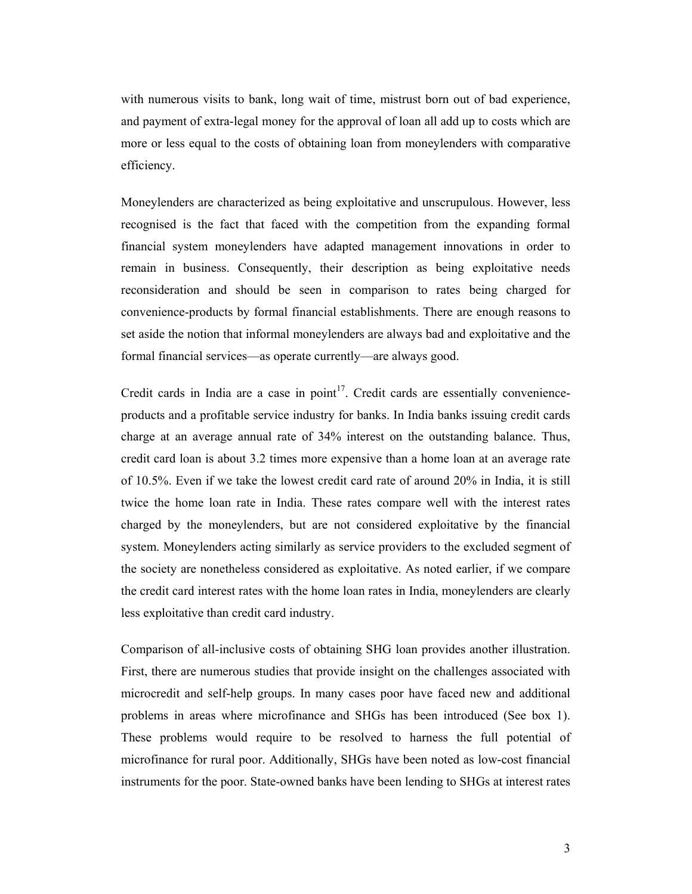with numerous visits to bank, long wait of time, mistrust born out of bad experience, and payment of extra-legal money for the approval of loan all add up to costs which are more or less equal to the costs of obtaining loan from moneylenders with comparative efficiency.

Moneylenders are characterized as being exploitative and unscrupulous. However, less recognised is the fact that faced with the competition from the expanding formal financial system moneylenders have adapted management innovations in order to remain in business. Consequently, their description as being exploitative needs reconsideration and should be seen in comparison to rates being charged for convenience-products by formal financial establishments. There are enough reasons to set aside the notion that informal moneylenders are always bad and exploitative and the formal financial services—as operate currently—are always good.

Credit cards in India are a case in point[17]. Credit cards are essentially convenience-products and a profitable service industry for banks. In India banks issuing credit cards charge at an average annual rate of 34% interest on the outstanding balance. Thus, credit card loan is about 3.2 times more expensive than a home loan at an average rate of 10.5%. Even if we take the lowest credit card rate of around 20% in India, it is still twice the home loan rate in India. These rates compare well with the interest rates charged by the moneylenders, but are not considered exploitative by the financial system. Moneylenders acting similarly as service providers to the excluded segment of the society are nonetheless considered as exploitative. As noted earlier, if we compare the credit card interest rates with the home loan rates in India, moneylenders are clearly less exploitative than credit card industry.

Comparison of all-inclusive costs of obtaining SHG loan provides another illustration. First, there are numerous studies that provide insight on the challenges associated with microcredit and self-help groups. In many cases poor have faced new and additional problems in areas where microfinance and SHGs has been introduced (See box 1). These problems would require to be resolved to harness the full potential of microfinance for rural poor. Additionally, SHGs have been noted as low-cost financial instruments for the poor. State-owned banks have been lending to SHGs at interest rates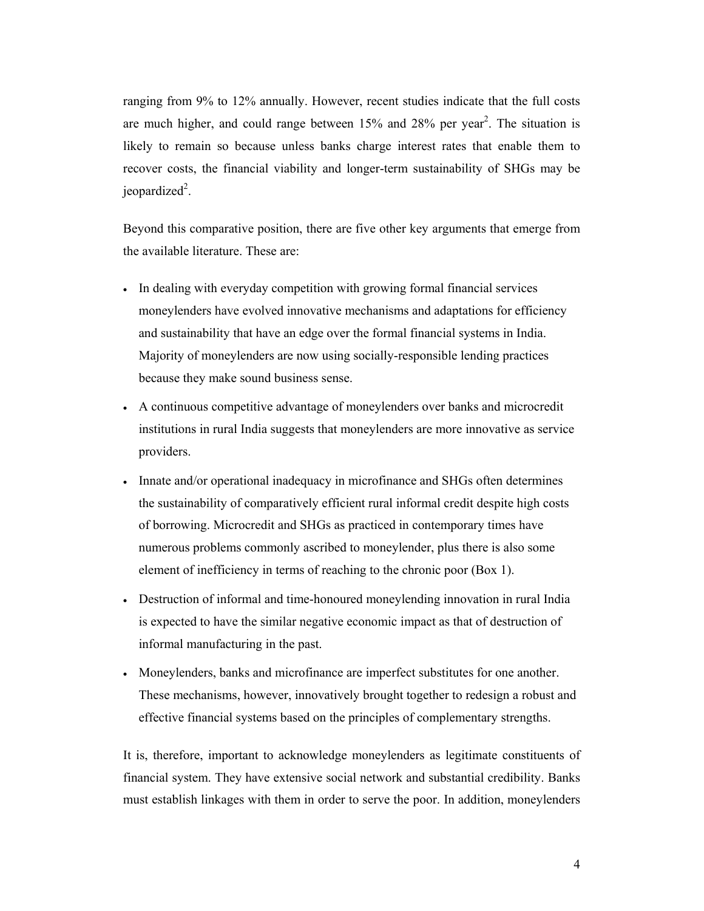ranging from 9% to 12% annually. However, recent studies indicate that the full costs are much higher, and could range between 15% and 28% per year[2]. The situation is likely to remain so because unless banks charge interest rates that enable them to recover costs, the financial viability and longer-term sustainability of SHGs may be jeopardized[2].

Beyond this comparative position, there are five other key arguments that emerge from the available literature. These are:

- In dealing with everyday competition with growing formal financial services moneylenders have evolved innovative mechanisms and adaptations for efficiency and sustainability that have an edge over the formal financial systems in India. Majority of moneylenders are now using socially-responsible lending practices because they make sound business sense.
- A continuous competitive advantage of moneylenders over banks and microcredit institutions in rural India suggests that moneylenders are more innovative as service providers.
- Innate and/or operational inadequacy in microfinance and SHGs often determines the sustainability of comparatively efficient rural informal credit despite high costs of borrowing. Microcredit and SHGs as practiced in contemporary times have numerous problems commonly ascribed to moneylender, plus there is also some element of inefficiency in terms of reaching to the chronic poor (Box 1).
- Destruction of informal and time-honoured moneylending innovation in rural India is expected to have the similar negative economic impact as that of destruction of informal manufacturing in the past.
- Moneylenders, banks and microfinance are imperfect substitutes for one another. These mechanisms, however, innovatively brought together to redesign a robust and effective financial systems based on the principles of complementary strengths.

It is, therefore, important to acknowledge moneylenders as legitimate constituents of financial system. They have extensive social network and substantial credibility. Banks must establish linkages with them in order to serve the poor. In addition, moneylenders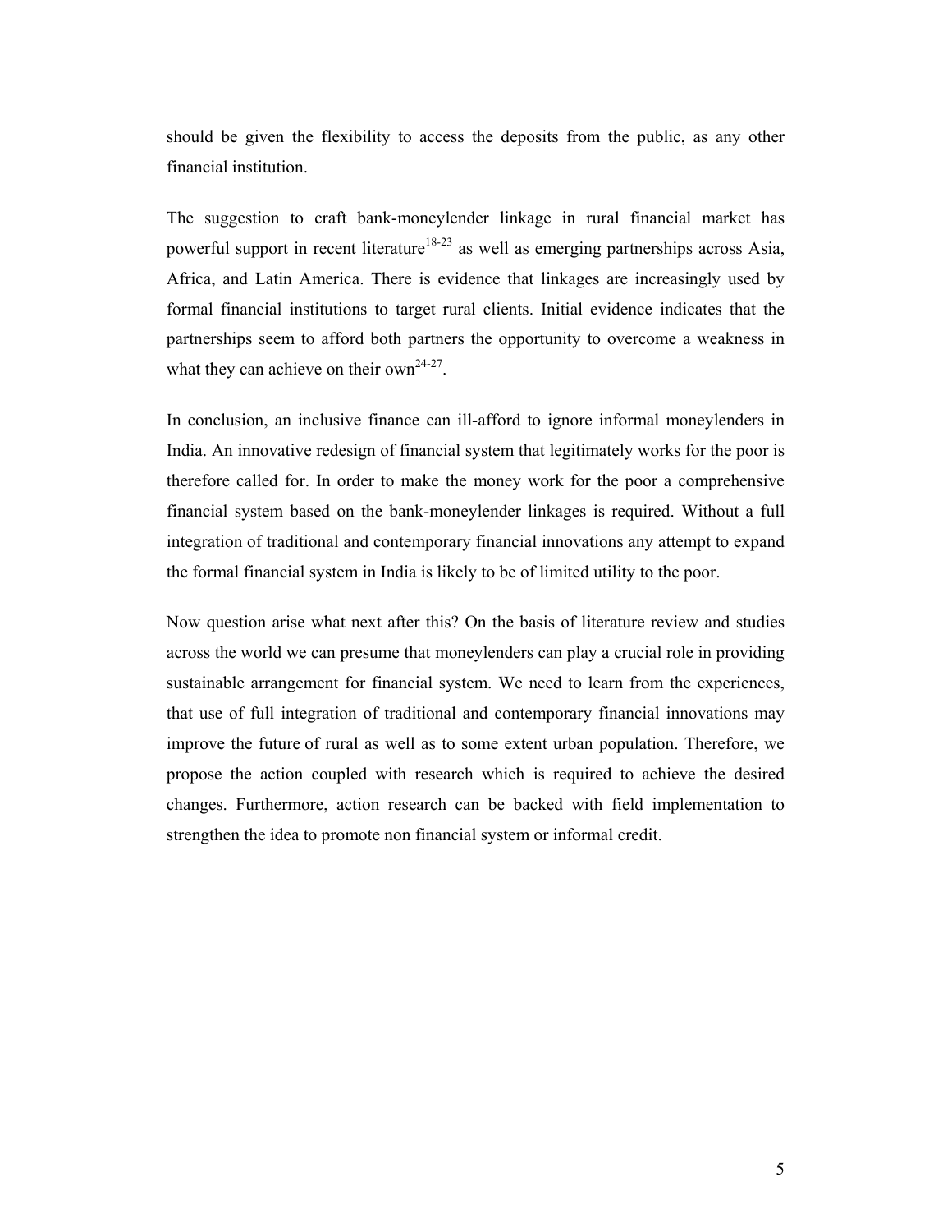should be given the flexibility to access the deposits from the public, as any other financial institution.

The suggestion to craft bank-moneylender linkage in rural financial market has powerful support in recent literature[18-23] as well as emerging partnerships across Asia, Africa, and Latin America. There is evidence that linkages are increasingly used by formal financial institutions to target rural clients. Initial evidence indicates that the partnerships seem to afford both partners the opportunity to overcome a weakness in what they can achieve on their own[24-27].

In conclusion, an inclusive finance can ill-afford to ignore informal moneylenders in India. An innovative redesign of financial system that legitimately works for the poor is therefore called for. In order to make the money work for the poor a comprehensive financial system based on the bank-moneylender linkages is required. Without a full integration of traditional and contemporary financial innovations any attempt to expand the formal financial system in India is likely to be of limited utility to the poor.

Now question arise what next after this? On the basis of literature review and studies across the world we can presume that moneylenders can play a crucial role in providing sustainable arrangement for financial system. We need to learn from the experiences, that use of full integration of traditional and contemporary financial innovations may improve the future of rural as well as to some extent urban population. Therefore, we propose the action coupled with research which is required to achieve the desired changes. Furthermore, action research can be backed with field implementation to strengthen the idea to promote non financial system or informal credit.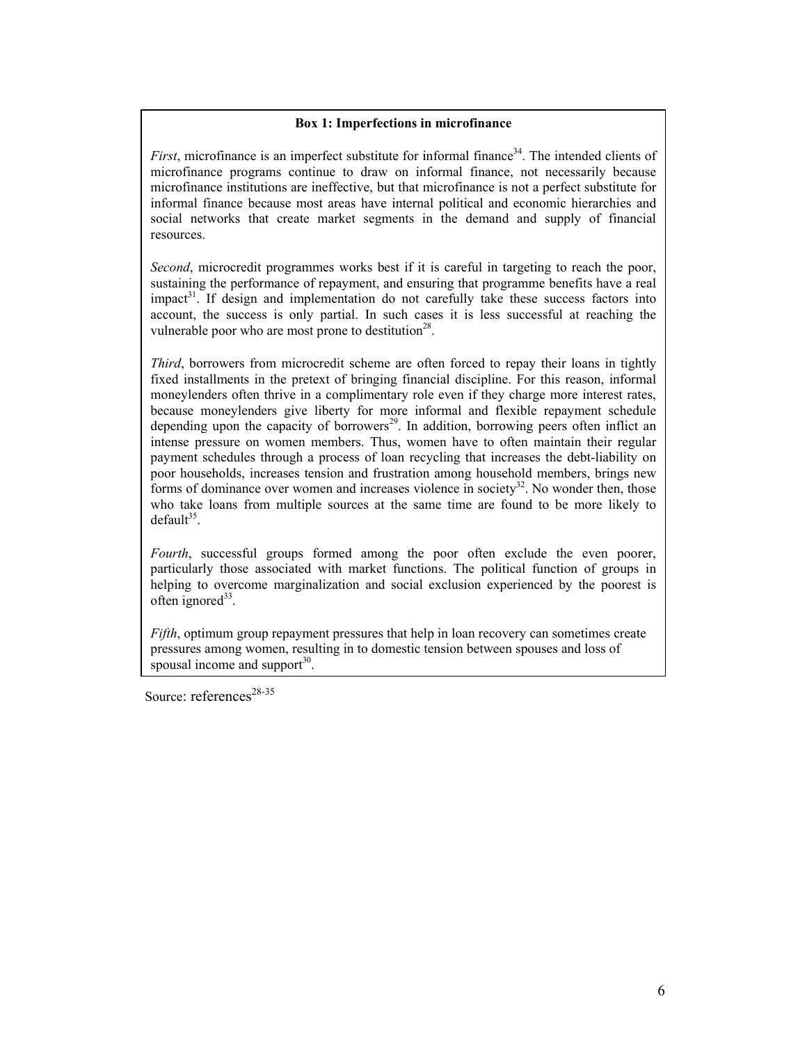**Box 1: Imperfections in microfinance**

*First*, microfinance is an imperfect substitute for informal finance[34]. The intended clients of microfinance programs continue to draw on informal finance, not necessarily because microfinance institutions are ineffective, but that microfinance is not a perfect substitute for informal finance because most areas have internal political and economic hierarchies and social networks that create market segments in the demand and supply of financial resources.

*Second*, microcredit programmes works best if it is careful in targeting to reach the poor, sustaining the performance of repayment, and ensuring that programme benefits have a real impact[31]. If design and implementation do not carefully take these success factors into account, the success is only partial. In such cases it is less successful at reaching the vulnerable poor who are most prone to destitution[28].

*Third*, borrowers from microcredit scheme are often forced to repay their loans in tightly fixed installments in the pretext of bringing financial discipline. For this reason, informal moneylenders often thrive in a complimentary role even if they charge more interest rates, because moneylenders give liberty for more informal and flexible repayment schedule depending upon the capacity of borrowers[29]. In addition, borrowing peers often inflict an intense pressure on women members. Thus, women have to often maintain their regular payment schedules through a process of loan recycling that increases the debt-liability on poor households, increases tension and frustration among household members, brings new forms of dominance over women and increases violence in society[32]. No wonder then, those who take loans from multiple sources at the same time are found to be more likely to default[35].

*Fourth*, successful groups formed among the poor often exclude the even poorer, particularly those associated with market functions. The political function of groups in helping to overcome marginalization and social exclusion experienced by the poorest is often ignored[33].

*Fifth*, optimum group repayment pressures that help in loan recovery can sometimes create pressures among women, resulting in to domestic tension between spouses and loss of spousal income and support[30].

Source: references[28-35]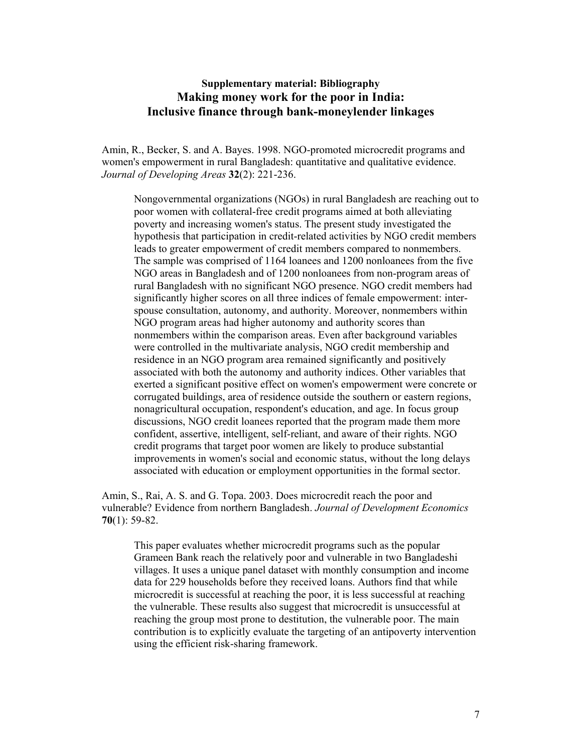**Supplementary material: Bibliography**

## Making money work for the poor in India: Inclusive finance through bank-moneylender linkages

Amin, R., Becker, S. and A. Bayes. 1998. NGO-promoted microcredit programs and women's empowerment in rural Bangladesh: quantitative and qualitative evidence. *Journal of Developing Areas* **32**(2): 221-236.

> Nongovernmental organizations (NGOs) in rural Bangladesh are reaching out to poor women with collateral-free credit programs aimed at both alleviating poverty and increasing women's status. The present study investigated the hypothesis that participation in credit-related activities by NGO credit members leads to greater empowerment of credit members compared to nonmembers. The sample was comprised of 1164 loanees and 1200 nonloanees from the five NGO areas in Bangladesh and of 1200 nonloanees from non-program areas of rural Bangladesh with no significant NGO presence. NGO credit members had significantly higher scores on all three indices of female empowerment: inter-spouse consultation, autonomy, and authority. Moreover, nonmembers within NGO program areas had higher autonomy and authority scores than nonmembers within the comparison areas. Even after background variables were controlled in the multivariate analysis, NGO credit membership and residence in an NGO program area remained significantly and positively associated with both the autonomy and authority indices. Other variables that exerted a significant positive effect on women's empowerment were concrete or corrugated buildings, area of residence outside the southern or eastern regions, nonagricultural occupation, respondent's education, and age. In focus group discussions, NGO credit loanees reported that the program made them more confident, assertive, intelligent, self-reliant, and aware of their rights. NGO credit programs that target poor women are likely to produce substantial improvements in women's social and economic status, without the long delays associated with education or employment opportunities in the formal sector.

Amin, S., Rai, A. S. and G. Topa. 2003. Does microcredit reach the poor and vulnerable? Evidence from northern Bangladesh. *Journal of Development Economics* **70**(1): 59-82.

> This paper evaluates whether microcredit programs such as the popular Grameen Bank reach the relatively poor and vulnerable in two Bangladeshi villages. It uses a unique panel dataset with monthly consumption and income data for 229 households before they received loans. Authors find that while microcredit is successful at reaching the poor, it is less successful at reaching the vulnerable. These results also suggest that microcredit is unsuccessful at reaching the group most prone to destitution, the vulnerable poor. The main contribution is to explicitly evaluate the targeting of an antipoverty intervention using the efficient risk-sharing framework.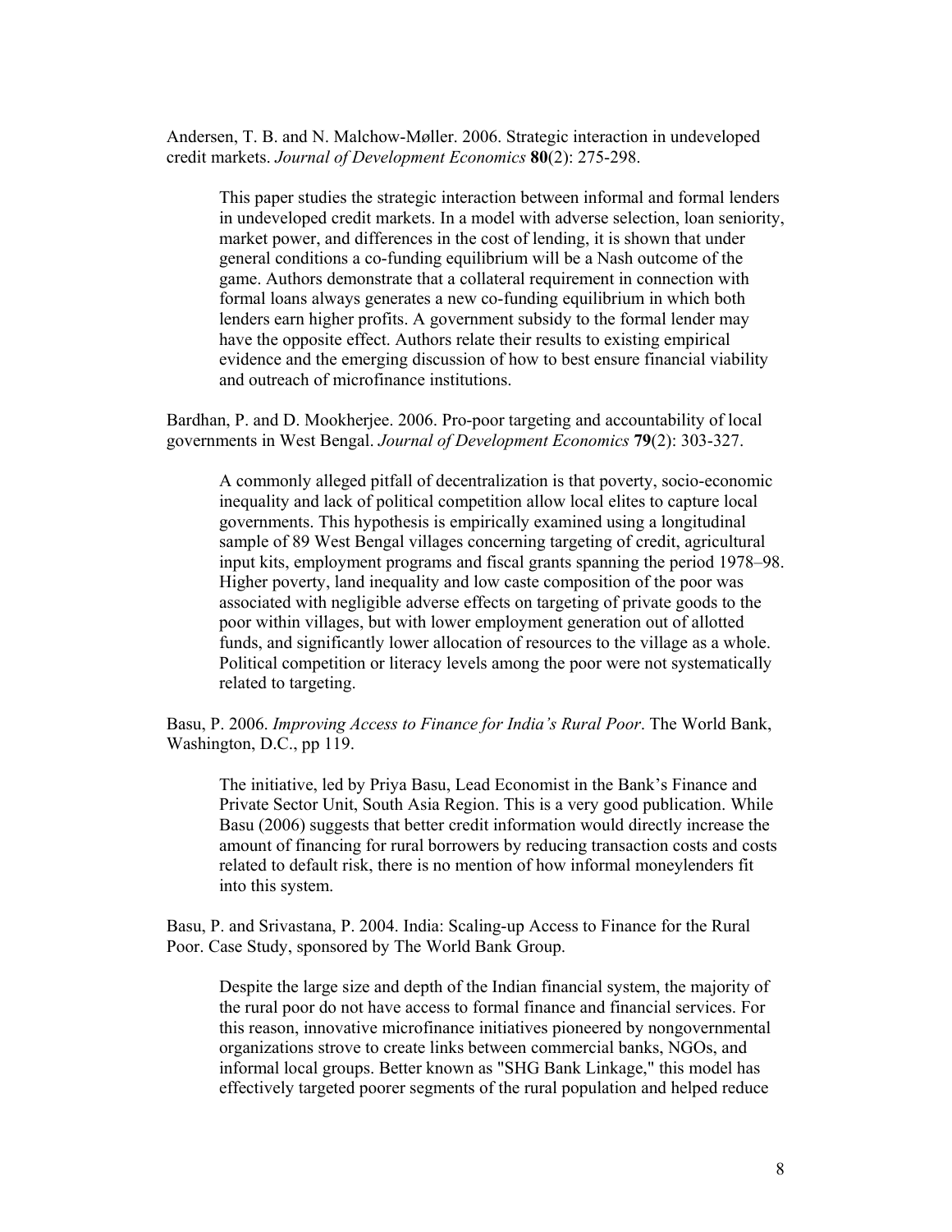Andersen, T. B. and N. Malchow-Møller. 2006. Strategic interaction in undeveloped credit markets. *Journal of Development Economics* **80**(2): 275-298.

> This paper studies the strategic interaction between informal and formal lenders in undeveloped credit markets. In a model with adverse selection, loan seniority, market power, and differences in the cost of lending, it is shown that under general conditions a co-funding equilibrium will be a Nash outcome of the game. Authors demonstrate that a collateral requirement in connection with formal loans always generates a new co-funding equilibrium in which both lenders earn higher profits. A government subsidy to the formal lender may have the opposite effect. Authors relate their results to existing empirical evidence and the emerging discussion of how to best ensure financial viability and outreach of microfinance institutions.

Bardhan, P. and D. Mookherjee. 2006. Pro-poor targeting and accountability of local governments in West Bengal. *Journal of Development Economics* **79**(2): 303-327.

> A commonly alleged pitfall of decentralization is that poverty, socio-economic inequality and lack of political competition allow local elites to capture local governments. This hypothesis is empirically examined using a longitudinal sample of 89 West Bengal villages concerning targeting of credit, agricultural input kits, employment programs and fiscal grants spanning the period 1978–98. Higher poverty, land inequality and low caste composition of the poor was associated with negligible adverse effects on targeting of private goods to the poor within villages, but with lower employment generation out of allotted funds, and significantly lower allocation of resources to the village as a whole. Political competition or literacy levels among the poor were not systematically related to targeting.

Basu, P. 2006. *Improving Access to Finance for India's Rural Poor*. The World Bank, Washington, D.C., pp 119.

> The initiative, led by Priya Basu, Lead Economist in the Bank's Finance and Private Sector Unit, South Asia Region. This is a very good publication. While Basu (2006) suggests that better credit information would directly increase the amount of financing for rural borrowers by reducing transaction costs and costs related to default risk, there is no mention of how informal moneylenders fit into this system.

Basu, P. and Srivastana, P. 2004. India: Scaling-up Access to Finance for the Rural Poor. Case Study, sponsored by The World Bank Group.

> Despite the large size and depth of the Indian financial system, the majority of the rural poor do not have access to formal finance and financial services. For this reason, innovative microfinance initiatives pioneered by nongovernmental organizations strove to create links between commercial banks, NGOs, and informal local groups. Better known as "SHG Bank Linkage," this model has effectively targeted poorer segments of the rural population and helped reduce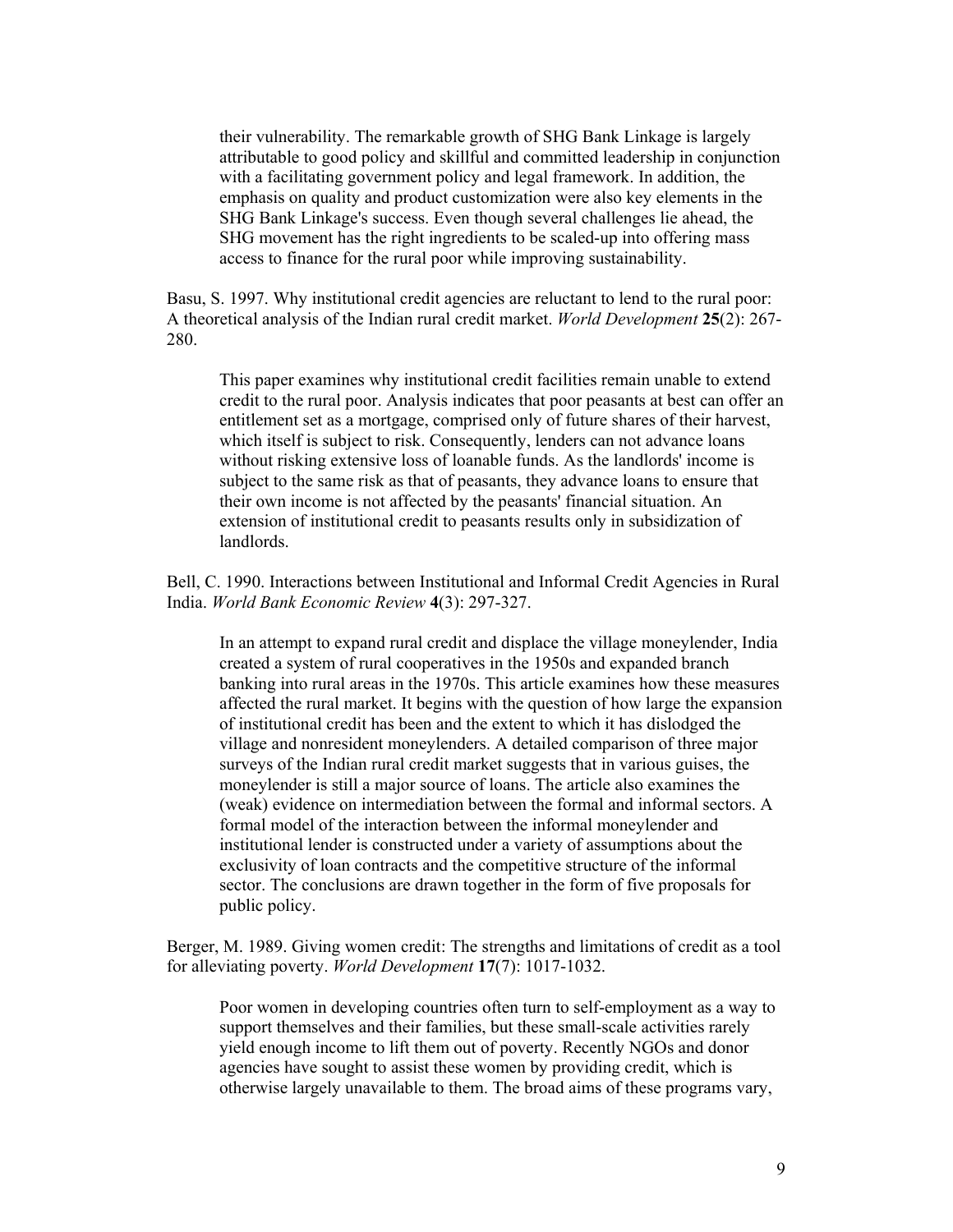their vulnerability. The remarkable growth of SHG Bank Linkage is largely attributable to good policy and skillful and committed leadership in conjunction with a facilitating government policy and legal framework. In addition, the emphasis on quality and product customization were also key elements in the SHG Bank Linkage's success. Even though several challenges lie ahead, the SHG movement has the right ingredients to be scaled-up into offering mass access to finance for the rural poor while improving sustainability.

Basu, S. 1997. Why institutional credit agencies are reluctant to lend to the rural poor: A theoretical analysis of the Indian rural credit market. *World Development* **25**(2): 267-280.

> This paper examines why institutional credit facilities remain unable to extend credit to the rural poor. Analysis indicates that poor peasants at best can offer an entitlement set as a mortgage, comprised only of future shares of their harvest, which itself is subject to risk. Consequently, lenders can not advance loans without risking extensive loss of loanable funds. As the landlords' income is subject to the same risk as that of peasants, they advance loans to ensure that their own income is not affected by the peasants' financial situation. An extension of institutional credit to peasants results only in subsidization of landlords.

Bell, C. 1990. Interactions between Institutional and Informal Credit Agencies in Rural India. *World Bank Economic Review* **4**(3): 297-327.

> In an attempt to expand rural credit and displace the village moneylender, India created a system of rural cooperatives in the 1950s and expanded branch banking into rural areas in the 1970s. This article examines how these measures affected the rural market. It begins with the question of how large the expansion of institutional credit has been and the extent to which it has dislodged the village and nonresident moneylenders. A detailed comparison of three major surveys of the Indian rural credit market suggests that in various guises, the moneylender is still a major source of loans. The article also examines the (weak) evidence on intermediation between the formal and informal sectors. A formal model of the interaction between the informal moneylender and institutional lender is constructed under a variety of assumptions about the exclusivity of loan contracts and the competitive structure of the informal sector. The conclusions are drawn together in the form of five proposals for public policy.

Berger, M. 1989. Giving women credit: The strengths and limitations of credit as a tool for alleviating poverty. *World Development* **17**(7): 1017-1032.

> Poor women in developing countries often turn to self-employment as a way to support themselves and their families, but these small-scale activities rarely yield enough income to lift them out of poverty. Recently NGOs and donor agencies have sought to assist these women by providing credit, which is otherwise largely unavailable to them. The broad aims of these programs vary,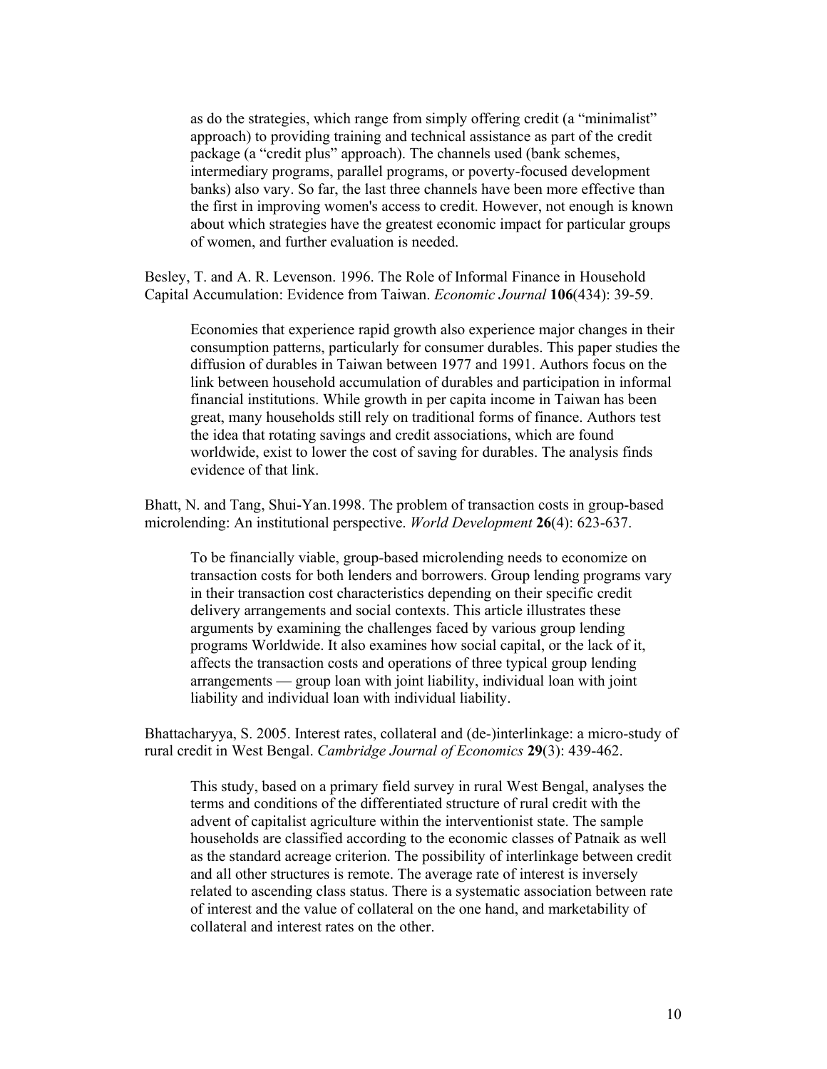as do the strategies, which range from simply offering credit (a "minimalist" approach) to providing training and technical assistance as part of the credit package (a "credit plus" approach). The channels used (bank schemes, intermediary programs, parallel programs, or poverty-focused development banks) also vary. So far, the last three channels have been more effective than the first in improving women's access to credit. However, not enough is known about which strategies have the greatest economic impact for particular groups of women, and further evaluation is needed.

Besley, T. and A. R. Levenson. 1996. The Role of Informal Finance in Household Capital Accumulation: Evidence from Taiwan. *Economic Journal* **106**(434): 39-59.

> Economies that experience rapid growth also experience major changes in their consumption patterns, particularly for consumer durables. This paper studies the diffusion of durables in Taiwan between 1977 and 1991. Authors focus on the link between household accumulation of durables and participation in informal financial institutions. While growth in per capita income in Taiwan has been great, many households still rely on traditional forms of finance. Authors test the idea that rotating savings and credit associations, which are found worldwide, exist to lower the cost of saving for durables. The analysis finds evidence of that link.

Bhatt, N. and Tang, Shui-Yan.1998. The problem of transaction costs in group-based microlending: An institutional perspective. *World Development* **26**(4): 623-637.

> To be financially viable, group-based microlending needs to economize on transaction costs for both lenders and borrowers. Group lending programs vary in their transaction cost characteristics depending on their specific credit delivery arrangements and social contexts. This article illustrates these arguments by examining the challenges faced by various group lending programs Worldwide. It also examines how social capital, or the lack of it, affects the transaction costs and operations of three typical group lending arrangements — group loan with joint liability, individual loan with joint liability and individual loan with individual liability.

Bhattacharyya, S. 2005. Interest rates, collateral and (de-)interlinkage: a micro-study of rural credit in West Bengal. *Cambridge Journal of Economics* **29**(3): 439-462.

> This study, based on a primary field survey in rural West Bengal, analyses the terms and conditions of the differentiated structure of rural credit with the advent of capitalist agriculture within the interventionist state. The sample households are classified according to the economic classes of Patnaik as well as the standard acreage criterion. The possibility of interlinkage between credit and all other structures is remote. The average rate of interest is inversely related to ascending class status. There is a systematic association between rate of interest and the value of collateral on the one hand, and marketability of collateral and interest rates on the other.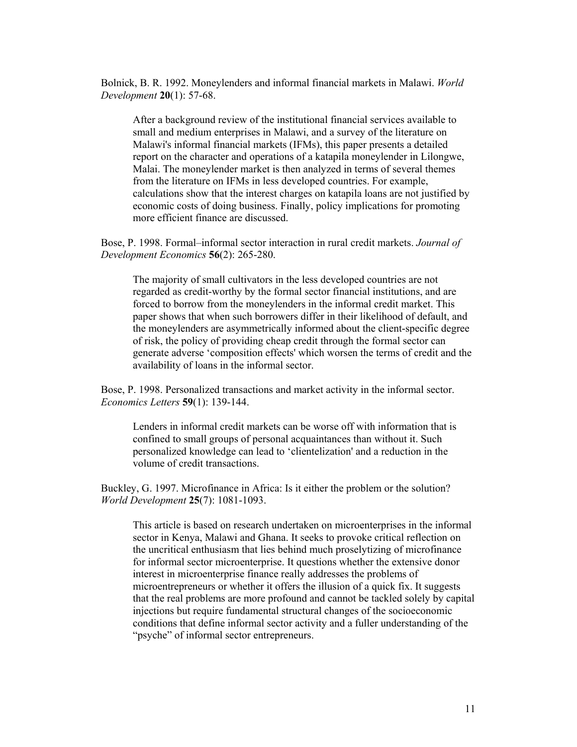Bolnick, B. R. 1992. Moneylenders and informal financial markets in Malawi. *World Development* **20**(1): 57-68.

> After a background review of the institutional financial services available to small and medium enterprises in Malawi, and a survey of the literature on Malawi's informal financial markets (IFMs), this paper presents a detailed report on the character and operations of a katapila moneylender in Lilongwe, Malai. The moneylender market is then analyzed in terms of several themes from the literature on IFMs in less developed countries. For example, calculations show that the interest charges on katapila loans are not justified by economic costs of doing business. Finally, policy implications for promoting more efficient finance are discussed.

Bose, P. 1998. Formal–informal sector interaction in rural credit markets. *Journal of Development Economics* **56**(2): 265-280.

> The majority of small cultivators in the less developed countries are not regarded as credit-worthy by the formal sector financial institutions, and are forced to borrow from the moneylenders in the informal credit market. This paper shows that when such borrowers differ in their likelihood of default, and the moneylenders are asymmetrically informed about the client-specific degree of risk, the policy of providing cheap credit through the formal sector can generate adverse 'composition effects' which worsen the terms of credit and the availability of loans in the informal sector.

Bose, P. 1998. Personalized transactions and market activity in the informal sector. *Economics Letters* **59**(1): 139-144.

> Lenders in informal credit markets can be worse off with information that is confined to small groups of personal acquaintances than without it. Such personalized knowledge can lead to 'clientelization' and a reduction in the volume of credit transactions.

Buckley, G. 1997. Microfinance in Africa: Is it either the problem or the solution? *World Development* **25**(7): 1081-1093.

> This article is based on research undertaken on microenterprises in the informal sector in Kenya, Malawi and Ghana. It seeks to provoke critical reflection on the uncritical enthusiasm that lies behind much proselytizing of microfinance for informal sector microenterprise. It questions whether the extensive donor interest in microenterprise finance really addresses the problems of microentrepreneurs or whether it offers the illusion of a quick fix. It suggests that the real problems are more profound and cannot be tackled solely by capital injections but require fundamental structural changes of the socioeconomic conditions that define informal sector activity and a fuller understanding of the "psyche" of informal sector entrepreneurs.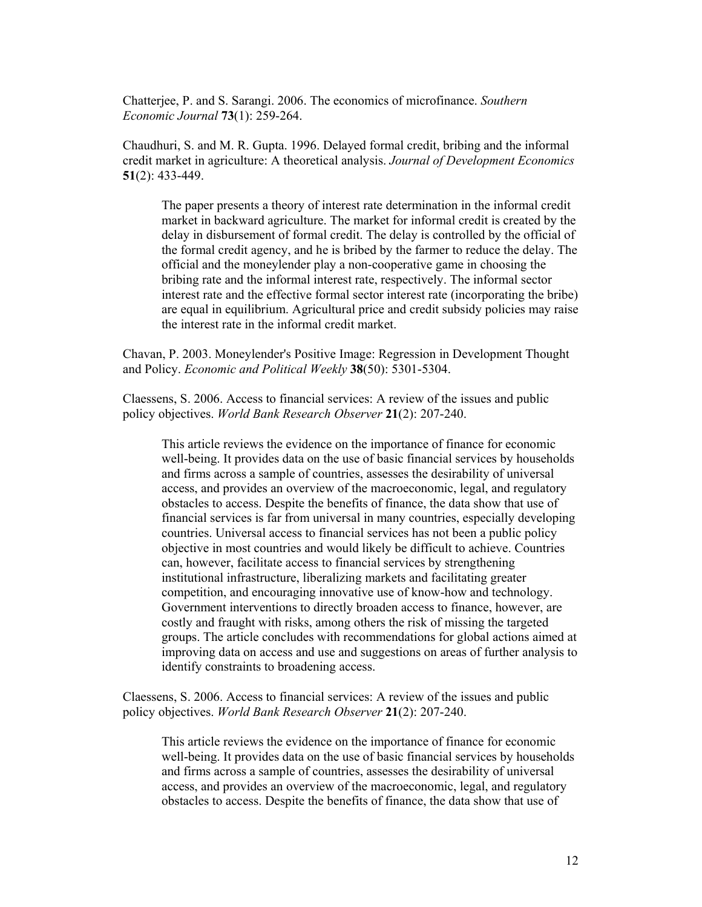Chatterjee, P. and S. Sarangi. 2006. The economics of microfinance. *Southern Economic Journal* **73**(1): 259-264.

Chaudhuri, S. and M. R. Gupta. 1996. Delayed formal credit, bribing and the informal credit market in agriculture: A theoretical analysis. *Journal of Development Economics* **51**(2): 433-449.

> The paper presents a theory of interest rate determination in the informal credit market in backward agriculture. The market for informal credit is created by the delay in disbursement of formal credit. The delay is controlled by the official of the formal credit agency, and he is bribed by the farmer to reduce the delay. The official and the moneylender play a non-cooperative game in choosing the bribing rate and the informal interest rate, respectively. The informal sector interest rate and the effective formal sector interest rate (incorporating the bribe) are equal in equilibrium. Agricultural price and credit subsidy policies may raise the interest rate in the informal credit market.

Chavan, P. 2003. Moneylender's Positive Image: Regression in Development Thought and Policy. *Economic and Political Weekly* **38**(50): 5301-5304.

Claessens, S. 2006. Access to financial services: A review of the issues and public policy objectives. *World Bank Research Observer* **21**(2): 207-240.

> This article reviews the evidence on the importance of finance for economic well-being. It provides data on the use of basic financial services by households and firms across a sample of countries, assesses the desirability of universal access, and provides an overview of the macroeconomic, legal, and regulatory obstacles to access. Despite the benefits of finance, the data show that use of financial services is far from universal in many countries, especially developing countries. Universal access to financial services has not been a public policy objective in most countries and would likely be difficult to achieve. Countries can, however, facilitate access to financial services by strengthening institutional infrastructure, liberalizing markets and facilitating greater competition, and encouraging innovative use of know-how and technology. Government interventions to directly broaden access to finance, however, are costly and fraught with risks, among others the risk of missing the targeted groups. The article concludes with recommendations for global actions aimed at improving data on access and use and suggestions on areas of further analysis to identify constraints to broadening access.

Claessens, S. 2006. Access to financial services: A review of the issues and public policy objectives. *World Bank Research Observer* **21**(2): 207-240.

> This article reviews the evidence on the importance of finance for economic well-being. It provides data on the use of basic financial services by households and firms across a sample of countries, assesses the desirability of universal access, and provides an overview of the macroeconomic, legal, and regulatory obstacles to access. Despite the benefits of finance, the data show that use of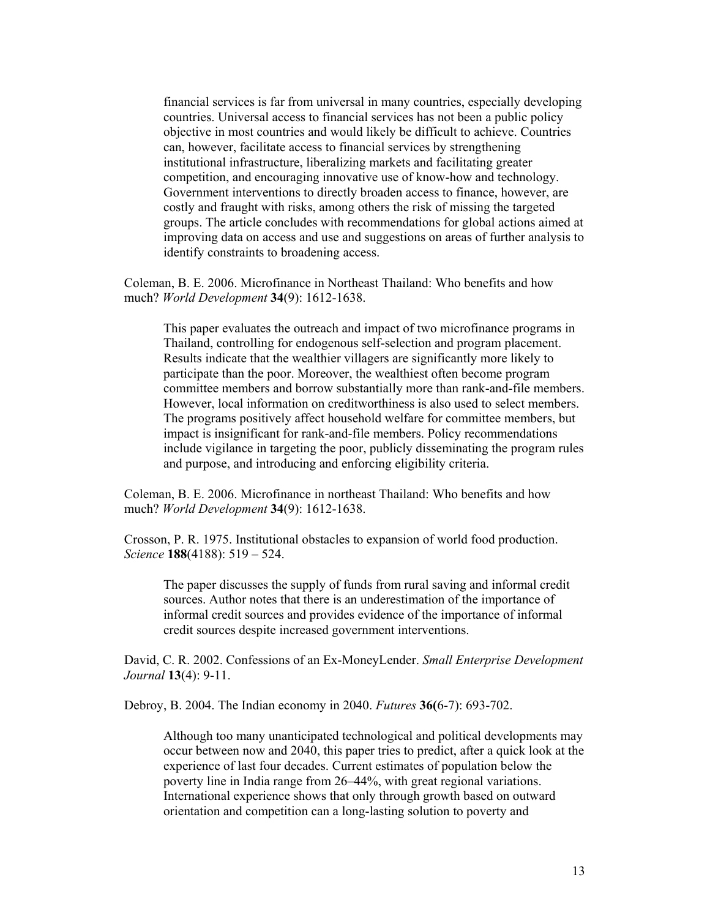financial services is far from universal in many countries, especially developing countries. Universal access to financial services has not been a public policy objective in most countries and would likely be difficult to achieve. Countries can, however, facilitate access to financial services by strengthening institutional infrastructure, liberalizing markets and facilitating greater competition, and encouraging innovative use of know-how and technology. Government interventions to directly broaden access to finance, however, are costly and fraught with risks, among others the risk of missing the targeted groups. The article concludes with recommendations for global actions aimed at improving data on access and use and suggestions on areas of further analysis to identify constraints to broadening access.

Coleman, B. E. 2006. Microfinance in Northeast Thailand: Who benefits and how much? *World Development* **34**(9): 1612-1638.

> This paper evaluates the outreach and impact of two microfinance programs in Thailand, controlling for endogenous self-selection and program placement. Results indicate that the wealthier villagers are significantly more likely to participate than the poor. Moreover, the wealthiest often become program committee members and borrow substantially more than rank-and-file members. However, local information on creditworthiness is also used to select members. The programs positively affect household welfare for committee members, but impact is insignificant for rank-and-file members. Policy recommendations include vigilance in targeting the poor, publicly disseminating the program rules and purpose, and introducing and enforcing eligibility criteria.

Coleman, B. E. 2006. Microfinance in northeast Thailand: Who benefits and how much? *World Development* **34**(9): 1612-1638.

Crosson, P. R. 1975. Institutional obstacles to expansion of world food production. *Science* **188**(4188): 519 – 524.

> The paper discusses the supply of funds from rural saving and informal credit sources. Author notes that there is an underestimation of the importance of informal credit sources and provides evidence of the importance of informal credit sources despite increased government interventions.

David, C. R. 2002. Confessions of an Ex-MoneyLender. *Small Enterprise Development Journal* **13**(4): 9-11.

Debroy, B. 2004. The Indian economy in 2040. *Futures* **36(**6-7): 693-702.

> Although too many unanticipated technological and political developments may occur between now and 2040, this paper tries to predict, after a quick look at the experience of last four decades. Current estimates of population below the poverty line in India range from 26–44%, with great regional variations. International experience shows that only through growth based on outward orientation and competition can a long-lasting solution to poverty and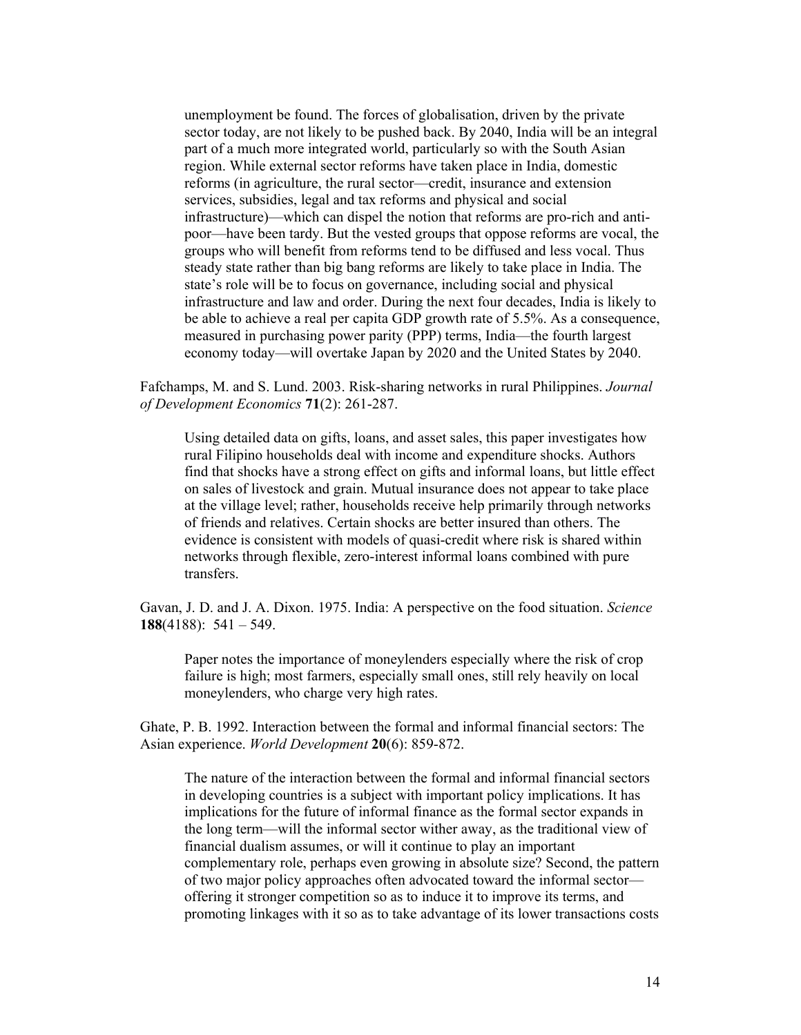unemployment be found. The forces of globalisation, driven by the private sector today, are not likely to be pushed back. By 2040, India will be an integral part of a much more integrated world, particularly so with the South Asian region. While external sector reforms have taken place in India, domestic reforms (in agriculture, the rural sector—credit, insurance and extension services, subsidies, legal and tax reforms and physical and social infrastructure)—which can dispel the notion that reforms are pro-rich and anti-poor—have been tardy. But the vested groups that oppose reforms are vocal, the groups who will benefit from reforms tend to be diffused and less vocal. Thus steady state rather than big bang reforms are likely to take place in India. The state's role will be to focus on governance, including social and physical infrastructure and law and order. During the next four decades, India is likely to be able to achieve a real per capita GDP growth rate of 5.5%. As a consequence, measured in purchasing power parity (PPP) terms, India—the fourth largest economy today—will overtake Japan by 2020 and the United States by 2040.

Fafchamps, M. and S. Lund. 2003. Risk-sharing networks in rural Philippines. *Journal of Development Economics* **71**(2): 261-287.

> Using detailed data on gifts, loans, and asset sales, this paper investigates how rural Filipino households deal with income and expenditure shocks. Authors find that shocks have a strong effect on gifts and informal loans, but little effect on sales of livestock and grain. Mutual insurance does not appear to take place at the village level; rather, households receive help primarily through networks of friends and relatives. Certain shocks are better insured than others. The evidence is consistent with models of quasi-credit where risk is shared within networks through flexible, zero-interest informal loans combined with pure transfers.

Gavan, J. D. and J. A. Dixon. 1975. India: A perspective on the food situation. *Science* **188**(4188): 541 – 549.

> Paper notes the importance of moneylenders especially where the risk of crop failure is high; most farmers, especially small ones, still rely heavily on local moneylenders, who charge very high rates.

Ghate, P. B. 1992. Interaction between the formal and informal financial sectors: The Asian experience. *World Development* **20**(6): 859-872.

> The nature of the interaction between the formal and informal financial sectors in developing countries is a subject with important policy implications. It has implications for the future of informal finance as the formal sector expands in the long term—will the informal sector wither away, as the traditional view of financial dualism assumes, or will it continue to play an important complementary role, perhaps even growing in absolute size? Second, the pattern of two major policy approaches often advocated toward the informal sector—offering it stronger competition so as to induce it to improve its terms, and promoting linkages with it so as to take advantage of its lower transactions costs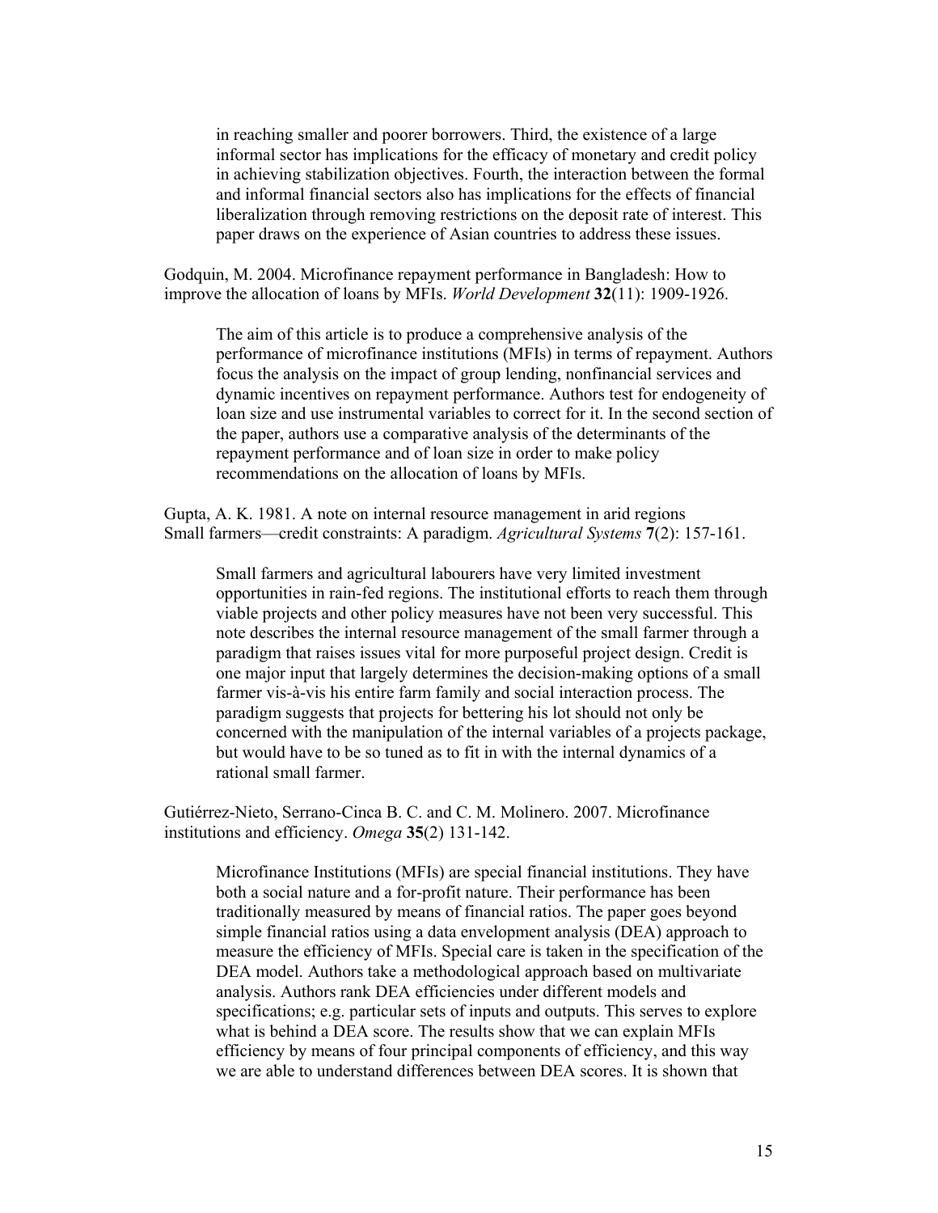in reaching smaller and poorer borrowers. Third, the existence of a large informal sector has implications for the efficacy of monetary and credit policy in achieving stabilization objectives. Fourth, the interaction between the formal and informal financial sectors also has implications for the effects of financial liberalization through removing restrictions on the deposit rate of interest. This paper draws on the experience of Asian countries to address these issues.

Godquin, M. 2004. Microfinance repayment performance in Bangladesh: How to improve the allocation of loans by MFIs. *World Development* **32**(11): 1909-1926.

> The aim of this article is to produce a comprehensive analysis of the performance of microfinance institutions (MFIs) in terms of repayment. Authors focus the analysis on the impact of group lending, nonfinancial services and dynamic incentives on repayment performance. Authors test for endogeneity of loan size and use instrumental variables to correct for it. In the second section of the paper, authors use a comparative analysis of the determinants of the repayment performance and of loan size in order to make policy recommendations on the allocation of loans by MFIs.

Gupta, A. K. 1981. A note on internal resource management in arid regions Small farmers—credit constraints: A paradigm. *Agricultural Systems* **7**(2): 157-161.

> Small farmers and agricultural labourers have very limited investment opportunities in rain-fed regions. The institutional efforts to reach them through viable projects and other policy measures have not been very successful. This note describes the internal resource management of the small farmer through a paradigm that raises issues vital for more purposeful project design. Credit is one major input that largely determines the decision-making options of a small farmer vis-à-vis his entire farm family and social interaction process. The paradigm suggests that projects for bettering his lot should not only be concerned with the manipulation of the internal variables of a projects package, but would have to be so tuned as to fit in with the internal dynamics of a rational small farmer.

Gutiérrez-Nieto, Serrano-Cinca B. C. and C. M. Molinero. 2007. Microfinance institutions and efficiency. *Omega* **35**(2) 131-142.

> Microfinance Institutions (MFIs) are special financial institutions. They have both a social nature and a for-profit nature. Their performance has been traditionally measured by means of financial ratios. The paper goes beyond simple financial ratios using a data envelopment analysis (DEA) approach to measure the efficiency of MFIs. Special care is taken in the specification of the DEA model. Authors take a methodological approach based on multivariate analysis. Authors rank DEA efficiencies under different models and specifications; e.g. particular sets of inputs and outputs. This serves to explore what is behind a DEA score. The results show that we can explain MFIs efficiency by means of four principal components of efficiency, and this way we are able to understand differences between DEA scores. It is shown that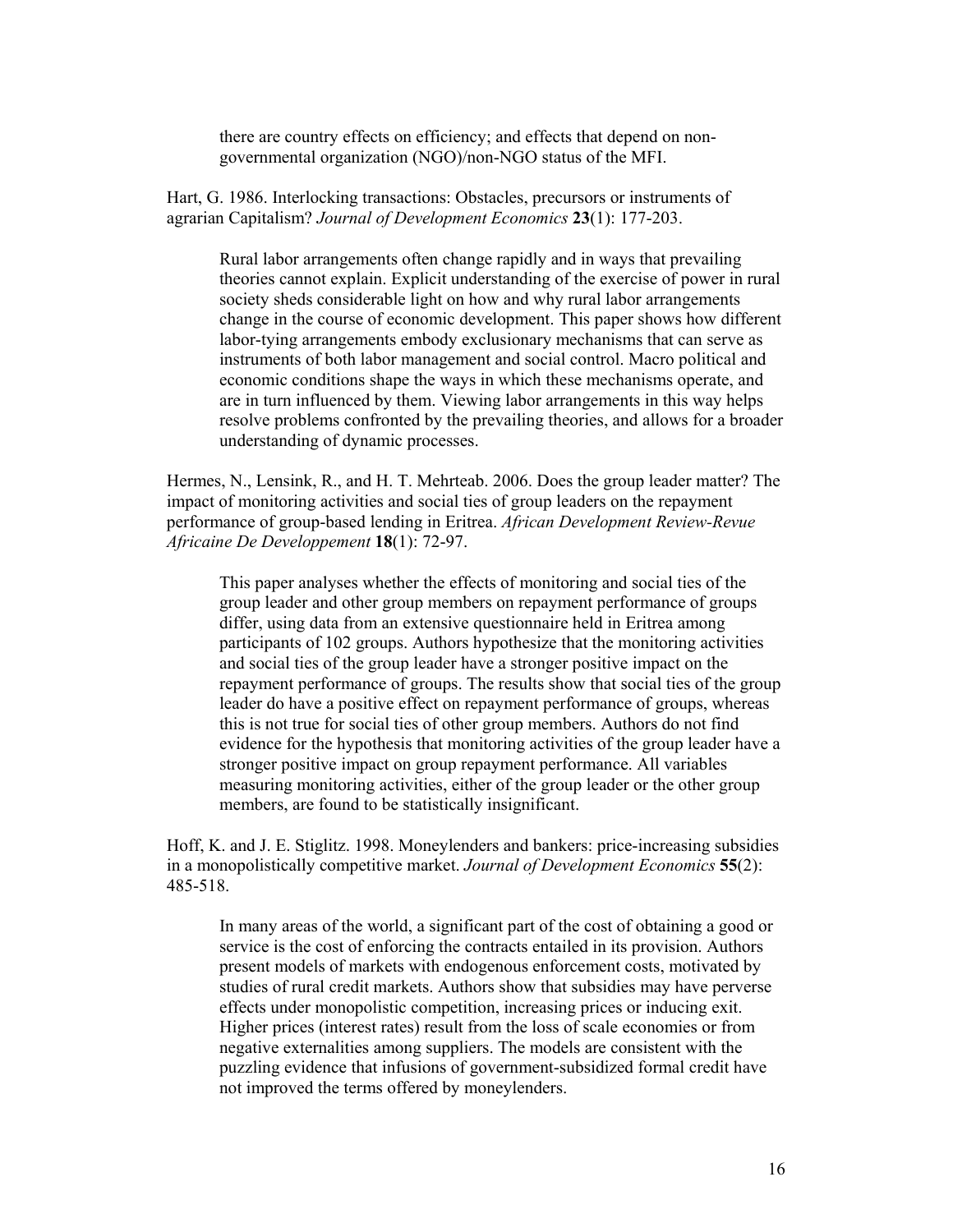there are country effects on efficiency; and effects that depend on non-governmental organization (NGO)/non-NGO status of the MFI.

Hart, G. 1986. Interlocking transactions: Obstacles, precursors or instruments of agrarian Capitalism? *Journal of Development Economics* **23**(1): 177-203.

> Rural labor arrangements often change rapidly and in ways that prevailing theories cannot explain. Explicit understanding of the exercise of power in rural society sheds considerable light on how and why rural labor arrangements change in the course of economic development. This paper shows how different labor-tying arrangements embody exclusionary mechanisms that can serve as instruments of both labor management and social control. Macro political and economic conditions shape the ways in which these mechanisms operate, and are in turn influenced by them. Viewing labor arrangements in this way helps resolve problems confronted by the prevailing theories, and allows for a broader understanding of dynamic processes.

Hermes, N., Lensink, R., and H. T. Mehrteab. 2006. Does the group leader matter? The impact of monitoring activities and social ties of group leaders on the repayment performance of group-based lending in Eritrea. *African Development Review-Revue Africaine De Developpement* **18**(1): 72-97.

> This paper analyses whether the effects of monitoring and social ties of the group leader and other group members on repayment performance of groups differ, using data from an extensive questionnaire held in Eritrea among participants of 102 groups. Authors hypothesize that the monitoring activities and social ties of the group leader have a stronger positive impact on the repayment performance of groups. The results show that social ties of the group leader do have a positive effect on repayment performance of groups, whereas this is not true for social ties of other group members. Authors do not find evidence for the hypothesis that monitoring activities of the group leader have a stronger positive impact on group repayment performance. All variables measuring monitoring activities, either of the group leader or the other group members, are found to be statistically insignificant.

Hoff, K. and J. E. Stiglitz. 1998. Moneylenders and bankers: price-increasing subsidies in a monopolistically competitive market. *Journal of Development Economics* **55**(2): 485-518.

> In many areas of the world, a significant part of the cost of obtaining a good or service is the cost of enforcing the contracts entailed in its provision. Authors present models of markets with endogenous enforcement costs, motivated by studies of rural credit markets. Authors show that subsidies may have perverse effects under monopolistic competition, increasing prices or inducing exit. Higher prices (interest rates) result from the loss of scale economies or from negative externalities among suppliers. The models are consistent with the puzzling evidence that infusions of government-subsidized formal credit have not improved the terms offered by moneylenders.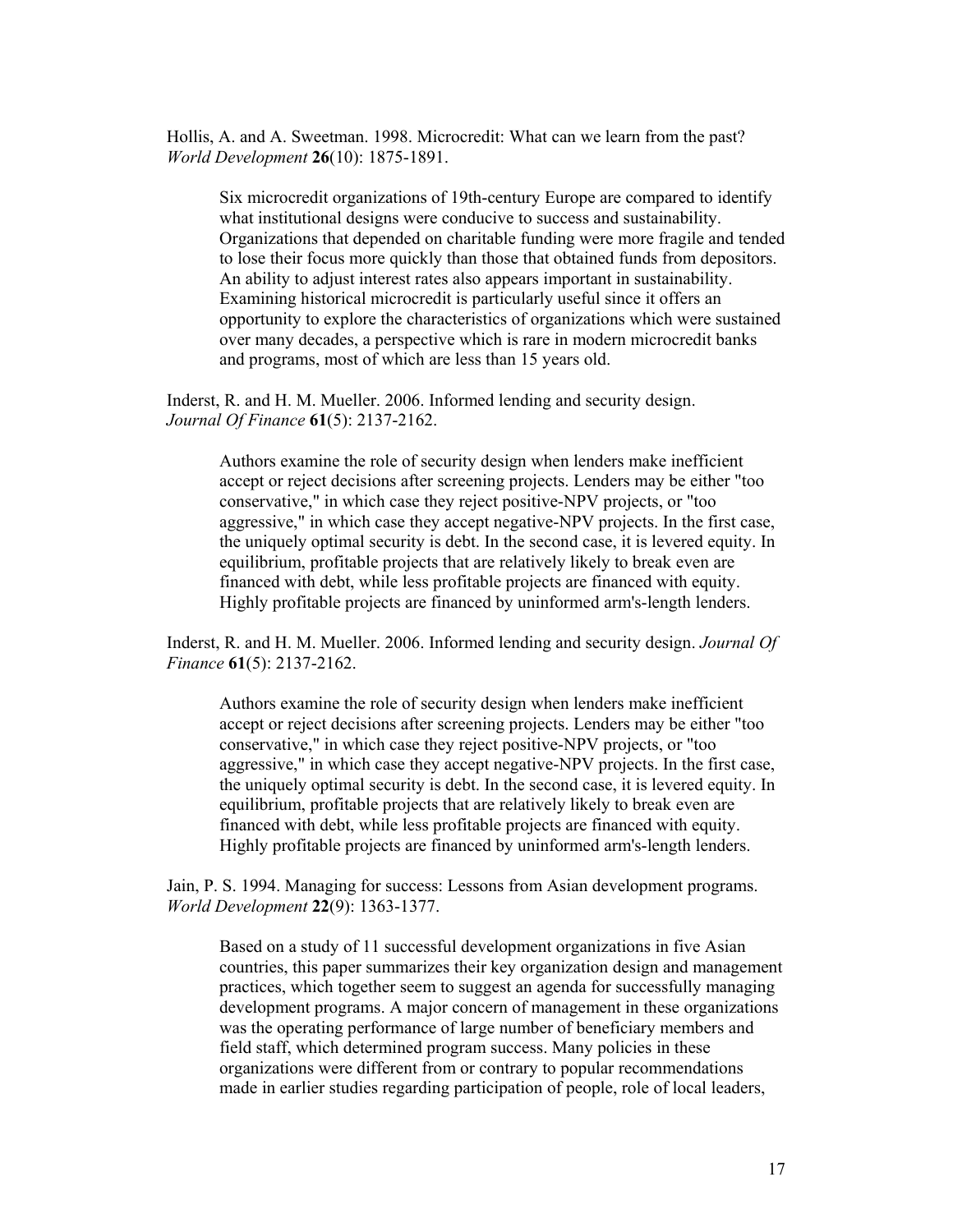Hollis, A. and A. Sweetman. 1998. Microcredit: What can we learn from the past? *World Development* **26**(10): 1875-1891.

> Six microcredit organizations of 19th-century Europe are compared to identify what institutional designs were conducive to success and sustainability. Organizations that depended on charitable funding were more fragile and tended to lose their focus more quickly than those that obtained funds from depositors. An ability to adjust interest rates also appears important in sustainability. Examining historical microcredit is particularly useful since it offers an opportunity to explore the characteristics of organizations which were sustained over many decades, a perspective which is rare in modern microcredit banks and programs, most of which are less than 15 years old.

Inderst, R. and H. M. Mueller. 2006. Informed lending and security design. *Journal Of Finance* **61**(5): 2137-2162.

> Authors examine the role of security design when lenders make inefficient accept or reject decisions after screening projects. Lenders may be either "too conservative," in which case they reject positive-NPV projects, or "too aggressive," in which case they accept negative-NPV projects. In the first case, the uniquely optimal security is debt. In the second case, it is levered equity. In equilibrium, profitable projects that are relatively likely to break even are financed with debt, while less profitable projects are financed with equity. Highly profitable projects are financed by uninformed arm's-length lenders.

Inderst, R. and H. M. Mueller. 2006. Informed lending and security design. *Journal Of Finance* **61**(5): 2137-2162.

> Authors examine the role of security design when lenders make inefficient accept or reject decisions after screening projects. Lenders may be either "too conservative," in which case they reject positive-NPV projects, or "too aggressive," in which case they accept negative-NPV projects. In the first case, the uniquely optimal security is debt. In the second case, it is levered equity. In equilibrium, profitable projects that are relatively likely to break even are financed with debt, while less profitable projects are financed with equity. Highly profitable projects are financed by uninformed arm's-length lenders.

Jain, P. S. 1994. Managing for success: Lessons from Asian development programs. *World Development* **22**(9): 1363-1377.

> Based on a study of 11 successful development organizations in five Asian countries, this paper summarizes their key organization design and management practices, which together seem to suggest an agenda for successfully managing development programs. A major concern of management in these organizations was the operating performance of large number of beneficiary members and field staff, which determined program success. Many policies in these organizations were different from or contrary to popular recommendations made in earlier studies regarding participation of people, role of local leaders,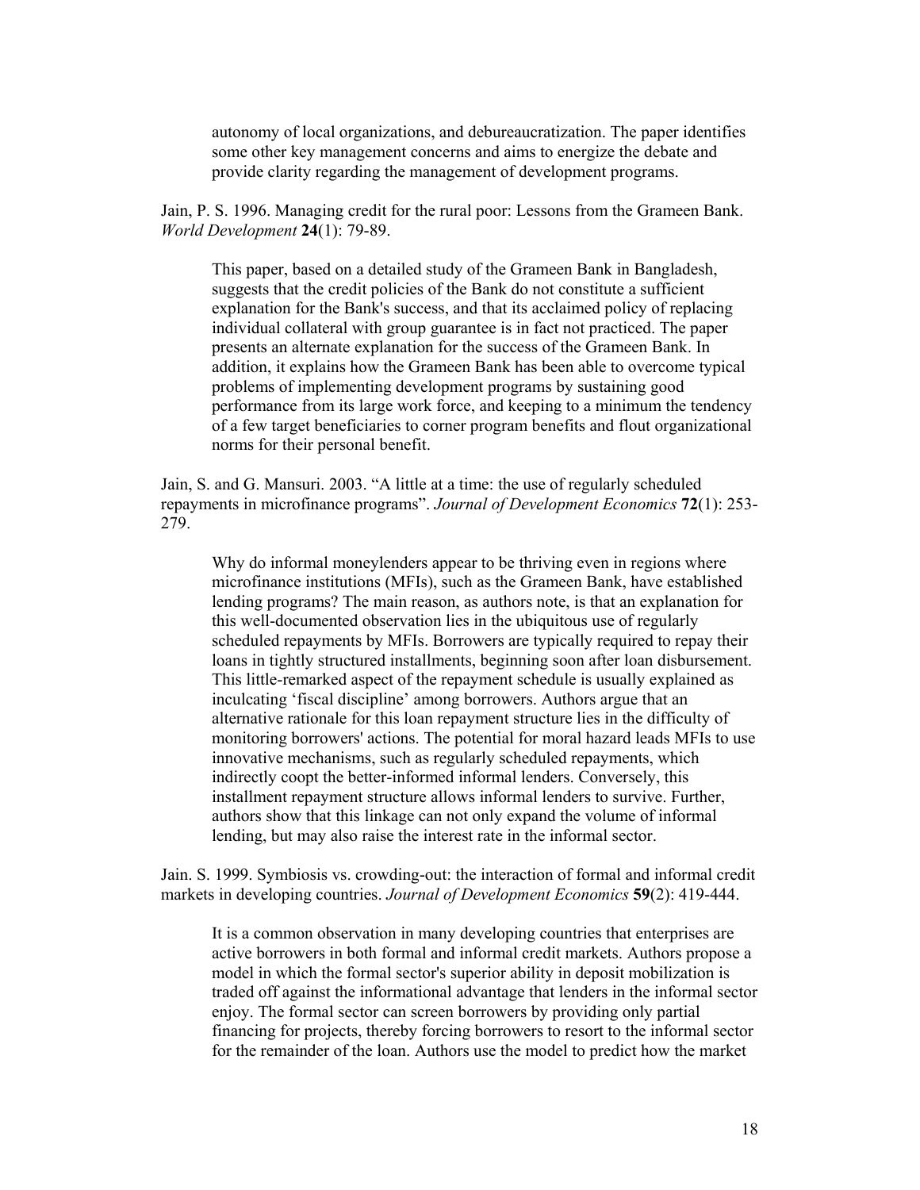autonomy of local organizations, and debureaucratization. The paper identifies some other key management concerns and aims to energize the debate and provide clarity regarding the management of development programs.

Jain, P. S. 1996. Managing credit for the rural poor: Lessons from the Grameen Bank. *World Development* **24**(1): 79-89.

This paper, based on a detailed study of the Grameen Bank in Bangladesh, suggests that the credit policies of the Bank do not constitute a sufficient explanation for the Bank's success, and that its acclaimed policy of replacing individual collateral with group guarantee is in fact not practiced. The paper presents an alternate explanation for the success of the Grameen Bank. In addition, it explains how the Grameen Bank has been able to overcome typical problems of implementing development programs by sustaining good performance from its large work force, and keeping to a minimum the tendency of a few target beneficiaries to corner program benefits and flout organizational norms for their personal benefit.

Jain, S. and G. Mansuri. 2003. "A little at a time: the use of regularly scheduled repayments in microfinance programs". *Journal of Development Economics* **72**(1): 253-279.

Why do informal moneylenders appear to be thriving even in regions where microfinance institutions (MFIs), such as the Grameen Bank, have established lending programs? The main reason, as authors note, is that an explanation for this well-documented observation lies in the ubiquitous use of regularly scheduled repayments by MFIs. Borrowers are typically required to repay their loans in tightly structured installments, beginning soon after loan disbursement. This little-remarked aspect of the repayment schedule is usually explained as inculcating 'fiscal discipline' among borrowers. Authors argue that an alternative rationale for this loan repayment structure lies in the difficulty of monitoring borrowers' actions. The potential for moral hazard leads MFIs to use innovative mechanisms, such as regularly scheduled repayments, which indirectly coopt the better-informed informal lenders. Conversely, this installment repayment structure allows informal lenders to survive. Further, authors show that this linkage can not only expand the volume of informal lending, but may also raise the interest rate in the informal sector.

Jain. S. 1999. Symbiosis vs. crowding-out: the interaction of formal and informal credit markets in developing countries. *Journal of Development Economics* **59**(2): 419-444.

It is a common observation in many developing countries that enterprises are active borrowers in both formal and informal credit markets. Authors propose a model in which the formal sector's superior ability in deposit mobilization is traded off against the informational advantage that lenders in the informal sector enjoy. The formal sector can screen borrowers by providing only partial financing for projects, thereby forcing borrowers to resort to the informal sector for the remainder of the loan. Authors use the model to predict how the market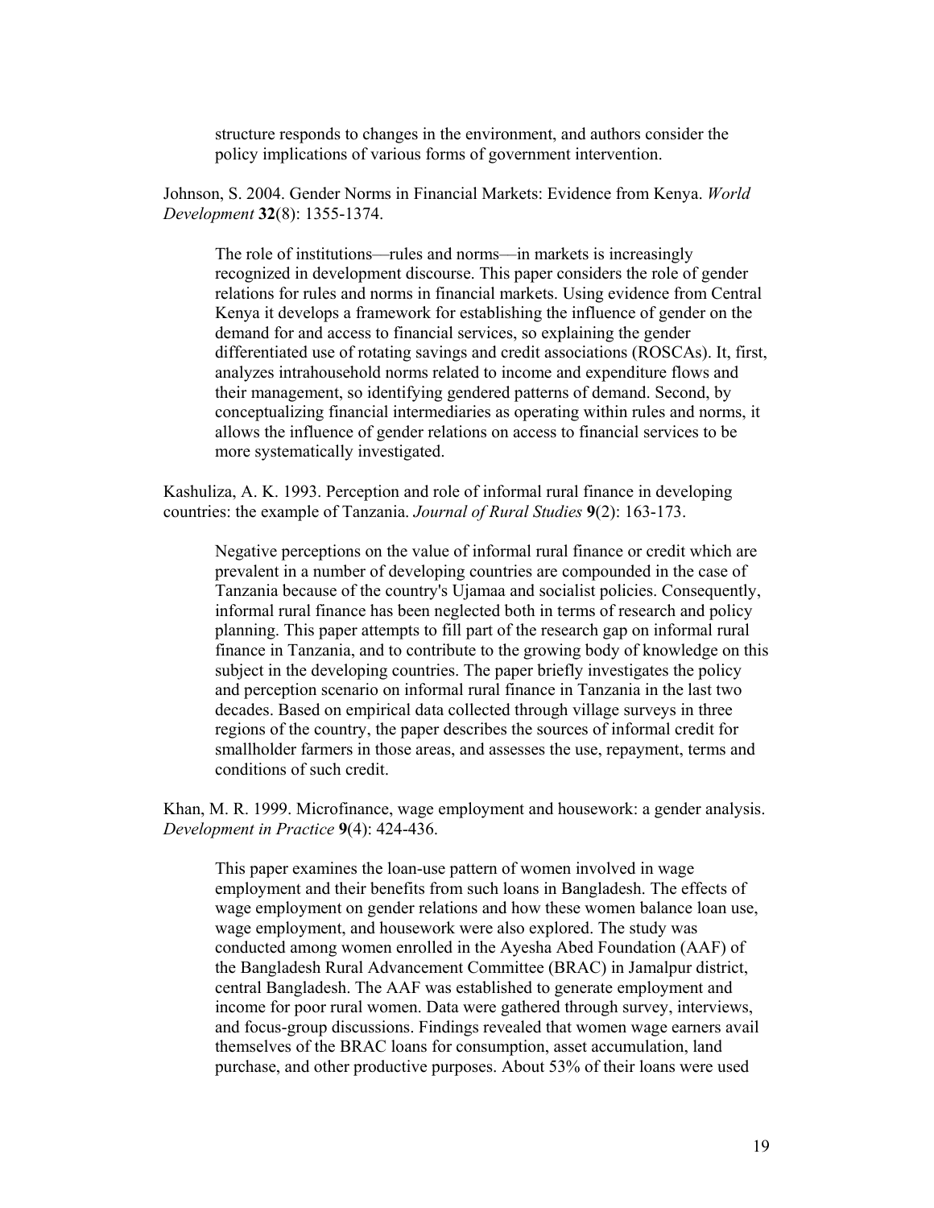structure responds to changes in the environment, and authors consider the policy implications of various forms of government intervention.

Johnson, S. 2004. Gender Norms in Financial Markets: Evidence from Kenya. *World Development* **32**(8): 1355-1374.

> The role of institutions—rules and norms—in markets is increasingly recognized in development discourse. This paper considers the role of gender relations for rules and norms in financial markets. Using evidence from Central Kenya it develops a framework for establishing the influence of gender on the demand for and access to financial services, so explaining the gender differentiated use of rotating savings and credit associations (ROSCAs). It, first, analyzes intrahousehold norms related to income and expenditure flows and their management, so identifying gendered patterns of demand. Second, by conceptualizing financial intermediaries as operating within rules and norms, it allows the influence of gender relations on access to financial services to be more systematically investigated.

Kashuliza, A. K. 1993. Perception and role of informal rural finance in developing countries: the example of Tanzania. *Journal of Rural Studies* **9**(2): 163-173.

> Negative perceptions on the value of informal rural finance or credit which are prevalent in a number of developing countries are compounded in the case of Tanzania because of the country's Ujamaa and socialist policies. Consequently, informal rural finance has been neglected both in terms of research and policy planning. This paper attempts to fill part of the research gap on informal rural finance in Tanzania, and to contribute to the growing body of knowledge on this subject in the developing countries. The paper briefly investigates the policy and perception scenario on informal rural finance in Tanzania in the last two decades. Based on empirical data collected through village surveys in three regions of the country, the paper describes the sources of informal credit for smallholder farmers in those areas, and assesses the use, repayment, terms and conditions of such credit.

Khan, M. R. 1999. Microfinance, wage employment and housework: a gender analysis. *Development in Practice* **9**(4): 424-436.

> This paper examines the loan-use pattern of women involved in wage employment and their benefits from such loans in Bangladesh. The effects of wage employment on gender relations and how these women balance loan use, wage employment, and housework were also explored. The study was conducted among women enrolled in the Ayesha Abed Foundation (AAF) of the Bangladesh Rural Advancement Committee (BRAC) in Jamalpur district, central Bangladesh. The AAF was established to generate employment and income for poor rural women. Data were gathered through survey, interviews, and focus-group discussions. Findings revealed that women wage earners avail themselves of the BRAC loans for consumption, asset accumulation, land purchase, and other productive purposes. About 53% of their loans were used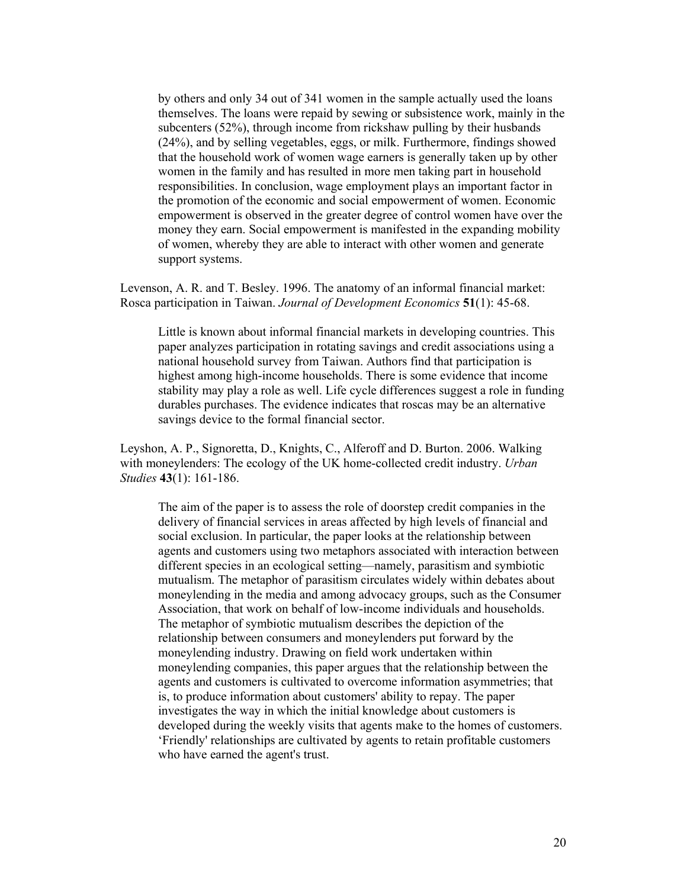by others and only 34 out of 341 women in the sample actually used the loans themselves. The loans were repaid by sewing or subsistence work, mainly in the subcenters (52%), through income from rickshaw pulling by their husbands (24%), and by selling vegetables, eggs, or milk. Furthermore, findings showed that the household work of women wage earners is generally taken up by other women in the family and has resulted in more men taking part in household responsibilities. In conclusion, wage employment plays an important factor in the promotion of the economic and social empowerment of women. Economic empowerment is observed in the greater degree of control women have over the money they earn. Social empowerment is manifested in the expanding mobility of women, whereby they are able to interact with other women and generate support systems.

Levenson, A. R. and T. Besley. 1996. The anatomy of an informal financial market: Rosca participation in Taiwan. *Journal of Development Economics* **51**(1): 45-68.

> Little is known about informal financial markets in developing countries. This paper analyzes participation in rotating savings and credit associations using a national household survey from Taiwan. Authors find that participation is highest among high-income households. There is some evidence that income stability may play a role as well. Life cycle differences suggest a role in funding durables purchases. The evidence indicates that roscas may be an alternative savings device to the formal financial sector.

Leyshon, A. P., Signoretta, D., Knights, C., Alferoff and D. Burton. 2006. Walking with moneylenders: The ecology of the UK home-collected credit industry. *Urban Studies* **43**(1): 161-186.

> The aim of the paper is to assess the role of doorstep credit companies in the delivery of financial services in areas affected by high levels of financial and social exclusion. In particular, the paper looks at the relationship between agents and customers using two metaphors associated with interaction between different species in an ecological setting—namely, parasitism and symbiotic mutualism. The metaphor of parasitism circulates widely within debates about moneylending in the media and among advocacy groups, such as the Consumer Association, that work on behalf of low-income individuals and households. The metaphor of symbiotic mutualism describes the depiction of the relationship between consumers and moneylenders put forward by the moneylending industry. Drawing on field work undertaken within moneylending companies, this paper argues that the relationship between the agents and customers is cultivated to overcome information asymmetries; that is, to produce information about customers' ability to repay. The paper investigates the way in which the initial knowledge about customers is developed during the weekly visits that agents make to the homes of customers. 'Friendly' relationships are cultivated by agents to retain profitable customers who have earned the agent's trust.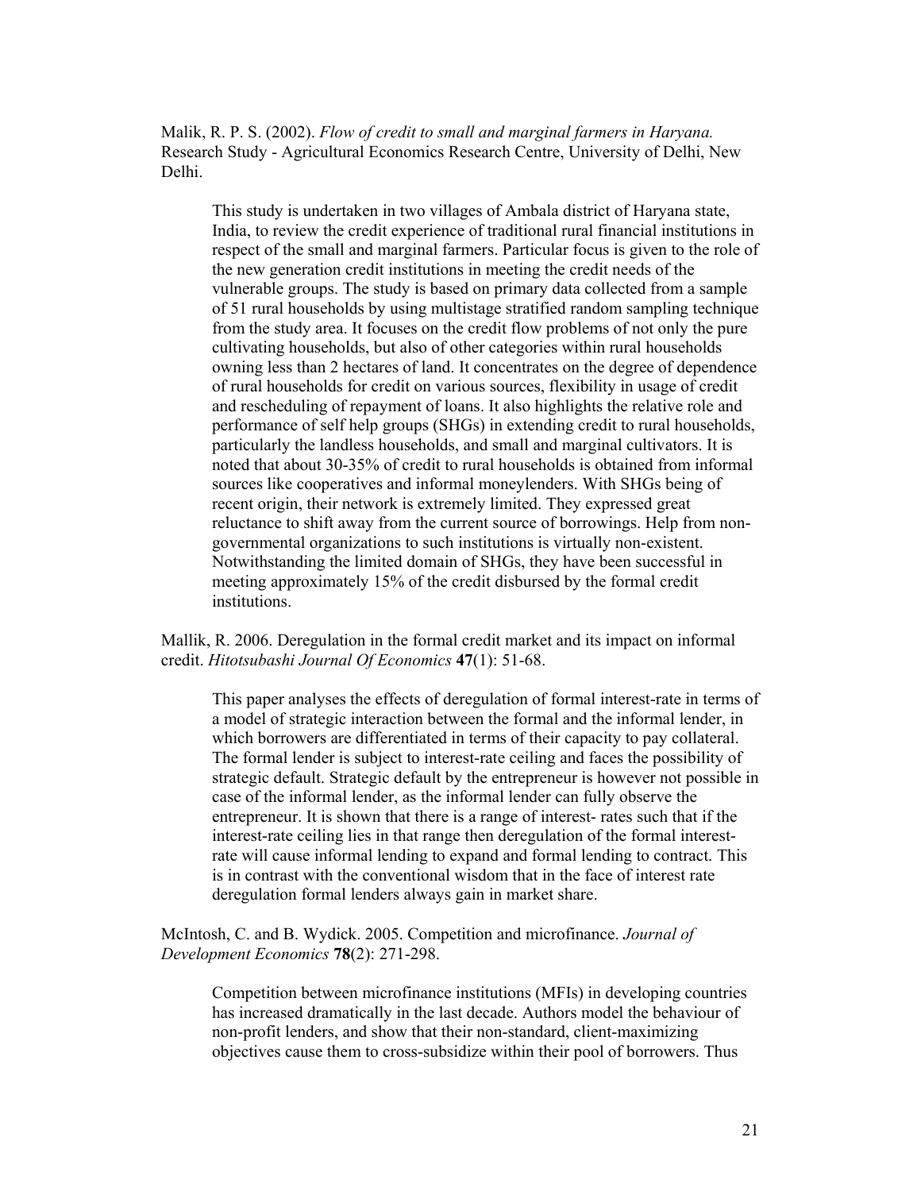Malik, R. P. S. (2002). *Flow of credit to small and marginal farmers in Haryana.* Research Study - Agricultural Economics Research Centre, University of Delhi, New Delhi.

> This study is undertaken in two villages of Ambala district of Haryana state, India, to review the credit experience of traditional rural financial institutions in respect of the small and marginal farmers. Particular focus is given to the role of the new generation credit institutions in meeting the credit needs of the vulnerable groups. The study is based on primary data collected from a sample of 51 rural households by using multistage stratified random sampling technique from the study area. It focuses on the credit flow problems of not only the pure cultivating households, but also of other categories within rural households owning less than 2 hectares of land. It concentrates on the degree of dependence of rural households for credit on various sources, flexibility in usage of credit and rescheduling of repayment of loans. It also highlights the relative role and performance of self help groups (SHGs) in extending credit to rural households, particularly the landless households, and small and marginal cultivators. It is noted that about 30-35% of credit to rural households is obtained from informal sources like cooperatives and informal moneylenders. With SHGs being of recent origin, their network is extremely limited. They expressed great reluctance to shift away from the current source of borrowings. Help from non-governmental organizations to such institutions is virtually non-existent. Notwithstanding the limited domain of SHGs, they have been successful in meeting approximately 15% of the credit disbursed by the formal credit institutions.

Mallik, R. 2006. Deregulation in the formal credit market and its impact on informal credit. *Hitotsubashi Journal Of Economics* **47**(1): 51-68.

> This paper analyses the effects of deregulation of formal interest-rate in terms of a model of strategic interaction between the formal and the informal lender, in which borrowers are differentiated in terms of their capacity to pay collateral. The formal lender is subject to interest-rate ceiling and faces the possibility of strategic default. Strategic default by the entrepreneur is however not possible in case of the informal lender, as the informal lender can fully observe the entrepreneur. It is shown that there is a range of interest- rates such that if the interest-rate ceiling lies in that range then deregulation of the formal interest-rate will cause informal lending to expand and formal lending to contract. This is in contrast with the conventional wisdom that in the face of interest rate deregulation formal lenders always gain in market share.

McIntosh, C. and B. Wydick. 2005. Competition and microfinance. *Journal of Development Economics* **78**(2): 271-298.

> Competition between microfinance institutions (MFIs) in developing countries has increased dramatically in the last decade. Authors model the behaviour of non-profit lenders, and show that their non-standard, client-maximizing objectives cause them to cross-subsidize within their pool of borrowers. Thus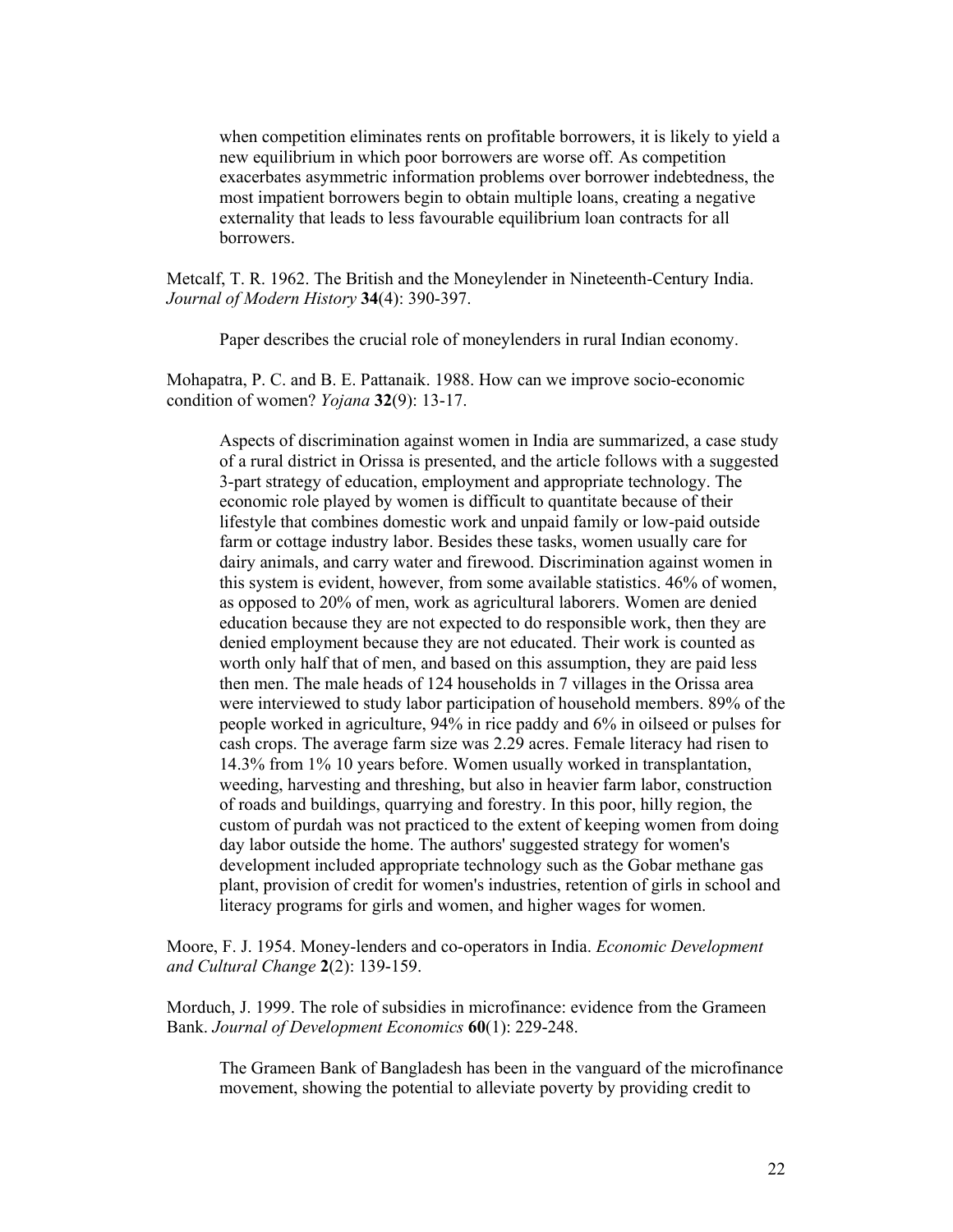when competition eliminates rents on profitable borrowers, it is likely to yield a new equilibrium in which poor borrowers are worse off. As competition exacerbates asymmetric information problems over borrower indebtedness, the most impatient borrowers begin to obtain multiple loans, creating a negative externality that leads to less favourable equilibrium loan contracts for all borrowers.

Metcalf, T. R. 1962. The British and the Moneylender in Nineteenth-Century India. *Journal of Modern History* **34**(4): 390-397.

> Paper describes the crucial role of moneylenders in rural Indian economy.

Mohapatra, P. C. and B. E. Pattanaik. 1988. How can we improve socio-economic condition of women? *Yojana* **32**(9): 13-17.

> Aspects of discrimination against women in India are summarized, a case study of a rural district in Orissa is presented, and the article follows with a suggested 3-part strategy of education, employment and appropriate technology. The economic role played by women is difficult to quantitate because of their lifestyle that combines domestic work and unpaid family or low-paid outside farm or cottage industry labor. Besides these tasks, women usually care for dairy animals, and carry water and firewood. Discrimination against women in this system is evident, however, from some available statistics. 46% of women, as opposed to 20% of men, work as agricultural laborers. Women are denied education because they are not expected to do responsible work, then they are denied employment because they are not educated. Their work is counted as worth only half that of men, and based on this assumption, they are paid less then men. The male heads of 124 households in 7 villages in the Orissa area were interviewed to study labor participation of household members. 89% of the people worked in agriculture, 94% in rice paddy and 6% in oilseed or pulses for cash crops. The average farm size was 2.29 acres. Female literacy had risen to 14.3% from 1% 10 years before. Women usually worked in transplantation, weeding, harvesting and threshing, but also in heavier farm labor, construction of roads and buildings, quarrying and forestry. In this poor, hilly region, the custom of purdah was not practiced to the extent of keeping women from doing day labor outside the home. The authors' suggested strategy for women's development included appropriate technology such as the Gobar methane gas plant, provision of credit for women's industries, retention of girls in school and literacy programs for girls and women, and higher wages for women.

Moore, F. J. 1954. Money-lenders and co-operators in India. *Economic Development and Cultural Change* **2**(2): 139-159.

Morduch, J. 1999. The role of subsidies in microfinance: evidence from the Grameen Bank. *Journal of Development Economics* **60**(1): 229-248.

> The Grameen Bank of Bangladesh has been in the vanguard of the microfinance movement, showing the potential to alleviate poverty by providing credit to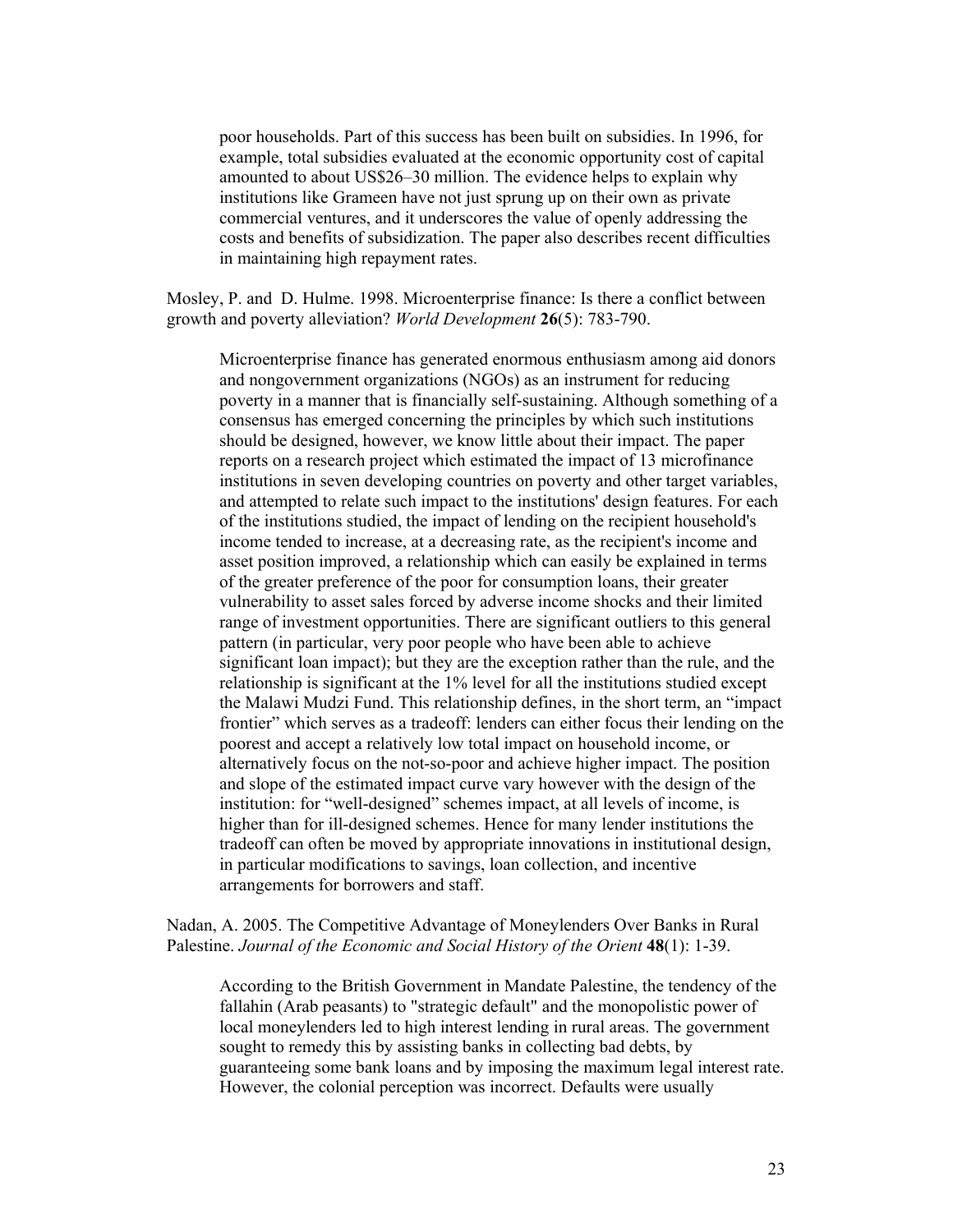poor households. Part of this success has been built on subsidies. In 1996, for example, total subsidies evaluated at the economic opportunity cost of capital amounted to about US$26–30 million. The evidence helps to explain why institutions like Grameen have not just sprung up on their own as private commercial ventures, and it underscores the value of openly addressing the costs and benefits of subsidization. The paper also describes recent difficulties in maintaining high repayment rates.

Mosley, P. and D. Hulme. 1998. Microenterprise finance: Is there a conflict between growth and poverty alleviation? *World Development* **26**(5): 783-790.

> Microenterprise finance has generated enormous enthusiasm among aid donors and nongovernment organizations (NGOs) as an instrument for reducing poverty in a manner that is financially self-sustaining. Although something of a consensus has emerged concerning the principles by which such institutions should be designed, however, we know little about their impact. The paper reports on a research project which estimated the impact of 13 microfinance institutions in seven developing countries on poverty and other target variables, and attempted to relate such impact to the institutions' design features. For each of the institutions studied, the impact of lending on the recipient household's income tended to increase, at a decreasing rate, as the recipient's income and asset position improved, a relationship which can easily be explained in terms of the greater preference of the poor for consumption loans, their greater vulnerability to asset sales forced by adverse income shocks and their limited range of investment opportunities. There are significant outliers to this general pattern (in particular, very poor people who have been able to achieve significant loan impact); but they are the exception rather than the rule, and the relationship is significant at the 1% level for all the institutions studied except the Malawi Mudzi Fund. This relationship defines, in the short term, an "impact frontier" which serves as a tradeoff: lenders can either focus their lending on the poorest and accept a relatively low total impact on household income, or alternatively focus on the not-so-poor and achieve higher impact. The position and slope of the estimated impact curve vary however with the design of the institution: for "well-designed" schemes impact, at all levels of income, is higher than for ill-designed schemes. Hence for many lender institutions the tradeoff can often be moved by appropriate innovations in institutional design, in particular modifications to savings, loan collection, and incentive arrangements for borrowers and staff.

Nadan, A. 2005. The Competitive Advantage of Moneylenders Over Banks in Rural Palestine. *Journal of the Economic and Social History of the Orient* **48**(1): 1-39.

> According to the British Government in Mandate Palestine, the tendency of the fallahin (Arab peasants) to "strategic default" and the monopolistic power of local moneylenders led to high interest lending in rural areas. The government sought to remedy this by assisting banks in collecting bad debts, by guaranteeing some bank loans and by imposing the maximum legal interest rate. However, the colonial perception was incorrect. Defaults were usually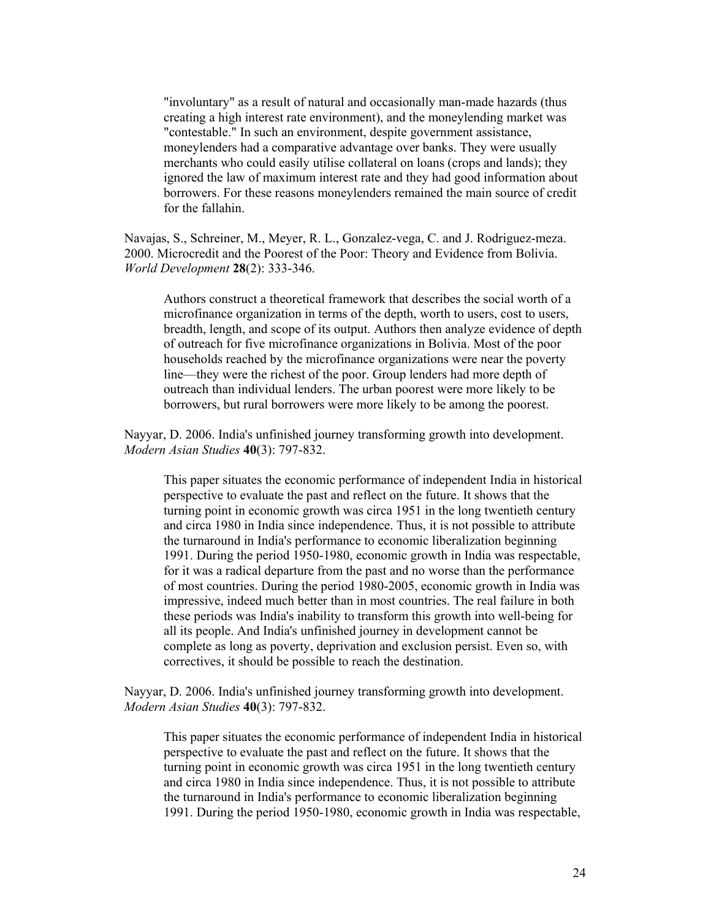"involuntary" as a result of natural and occasionally man-made hazards (thus creating a high interest rate environment), and the moneylending market was "contestable." In such an environment, despite government assistance, moneylenders had a comparative advantage over banks. They were usually merchants who could easily utilise collateral on loans (crops and lands); they ignored the law of maximum interest rate and they had good information about borrowers. For these reasons moneylenders remained the main source of credit for the fallahin.

Navajas, S., Schreiner, M., Meyer, R. L., Gonzalez-vega, C. and J. Rodriguez-meza. 2000. Microcredit and the Poorest of the Poor: Theory and Evidence from Bolivia. *World Development* **28**(2): 333-346.

> Authors construct a theoretical framework that describes the social worth of a microfinance organization in terms of the depth, worth to users, cost to users, breadth, length, and scope of its output. Authors then analyze evidence of depth of outreach for five microfinance organizations in Bolivia. Most of the poor households reached by the microfinance organizations were near the poverty line—they were the richest of the poor. Group lenders had more depth of outreach than individual lenders. The urban poorest were more likely to be borrowers, but rural borrowers were more likely to be among the poorest.

Nayyar, D. 2006. India's unfinished journey transforming growth into development. *Modern Asian Studies* **40**(3): 797-832.

> This paper situates the economic performance of independent India in historical perspective to evaluate the past and reflect on the future. It shows that the turning point in economic growth was circa 1951 in the long twentieth century and circa 1980 in India since independence. Thus, it is not possible to attribute the turnaround in India's performance to economic liberalization beginning 1991. During the period 1950-1980, economic growth in India was respectable, for it was a radical departure from the past and no worse than the performance of most countries. During the period 1980-2005, economic growth in India was impressive, indeed much better than in most countries. The real failure in both these periods was India's inability to transform this growth into well-being for all its people. And India's unfinished journey in development cannot be complete as long as poverty, deprivation and exclusion persist. Even so, with correctives, it should be possible to reach the destination.

Nayyar, D. 2006. India's unfinished journey transforming growth into development. *Modern Asian Studies* **40**(3): 797-832.

> This paper situates the economic performance of independent India in historical perspective to evaluate the past and reflect on the future. It shows that the turning point in economic growth was circa 1951 in the long twentieth century and circa 1980 in India since independence. Thus, it is not possible to attribute the turnaround in India's performance to economic liberalization beginning 1991. During the period 1950-1980, economic growth in India was respectable,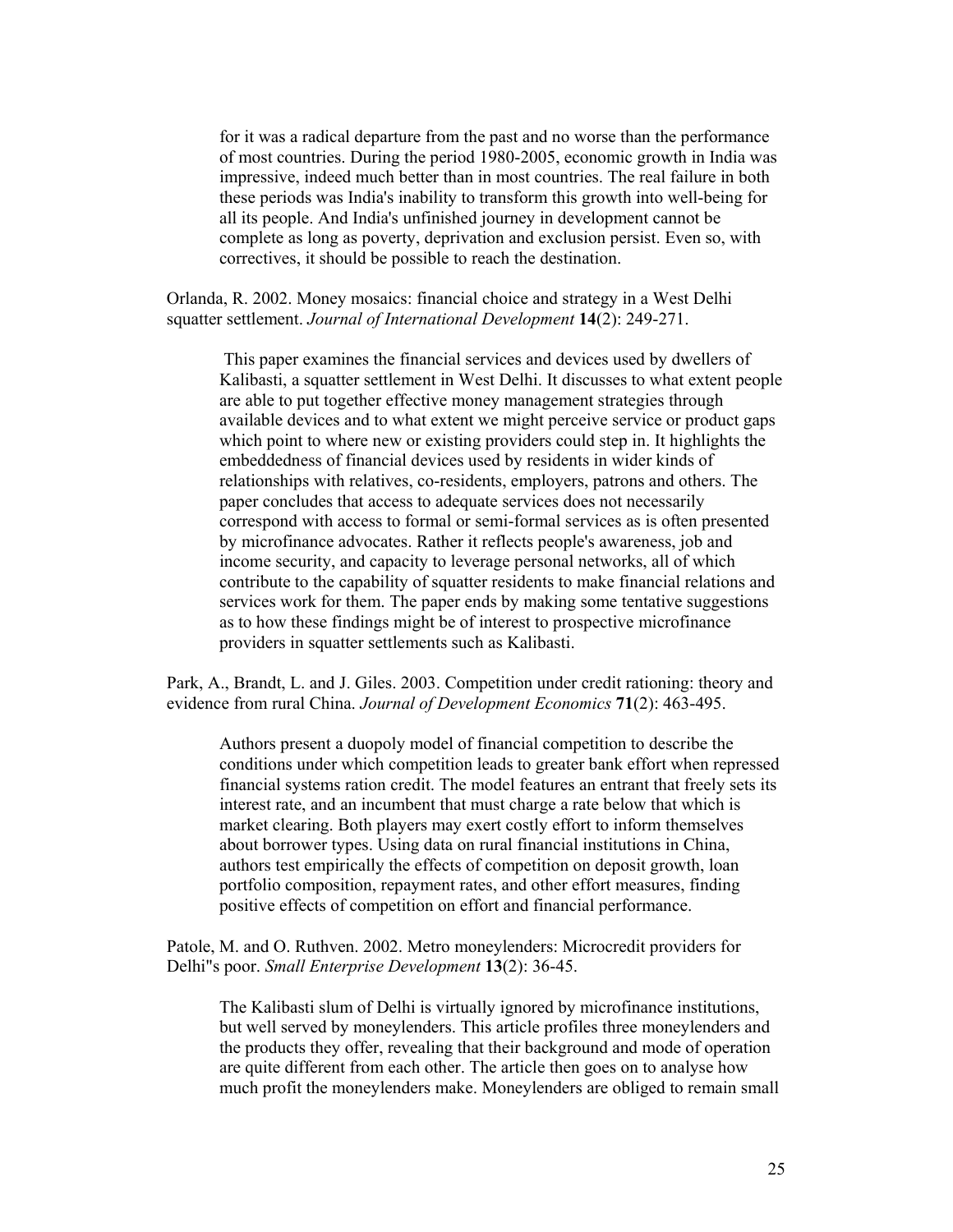for it was a radical departure from the past and no worse than the performance of most countries. During the period 1980-2005, economic growth in India was impressive, indeed much better than in most countries. The real failure in both these periods was India's inability to transform this growth into well-being for all its people. And India's unfinished journey in development cannot be complete as long as poverty, deprivation and exclusion persist. Even so, with correctives, it should be possible to reach the destination.

Orlanda, R. 2002. Money mosaics: financial choice and strategy in a West Delhi squatter settlement. *Journal of International Development* **14**(2): 249-271.

> This paper examines the financial services and devices used by dwellers of Kalibasti, a squatter settlement in West Delhi. It discusses to what extent people are able to put together effective money management strategies through available devices and to what extent we might perceive service or product gaps which point to where new or existing providers could step in. It highlights the embeddedness of financial devices used by residents in wider kinds of relationships with relatives, co-residents, employers, patrons and others. The paper concludes that access to adequate services does not necessarily correspond with access to formal or semi-formal services as is often presented by microfinance advocates. Rather it reflects people's awareness, job and income security, and capacity to leverage personal networks, all of which contribute to the capability of squatter residents to make financial relations and services work for them. The paper ends by making some tentative suggestions as to how these findings might be of interest to prospective microfinance providers in squatter settlements such as Kalibasti.

Park, A., Brandt, L. and J. Giles. 2003. Competition under credit rationing: theory and evidence from rural China. *Journal of Development Economics* **71**(2): 463-495.

> Authors present a duopoly model of financial competition to describe the conditions under which competition leads to greater bank effort when repressed financial systems ration credit. The model features an entrant that freely sets its interest rate, and an incumbent that must charge a rate below that which is market clearing. Both players may exert costly effort to inform themselves about borrower types. Using data on rural financial institutions in China, authors test empirically the effects of competition on deposit growth, loan portfolio composition, repayment rates, and other effort measures, finding positive effects of competition on effort and financial performance.

Patole, M. and O. Ruthven. 2002. Metro moneylenders: Microcredit providers for Delhi"s poor. *Small Enterprise Development* **13**(2): 36-45.

> The Kalibasti slum of Delhi is virtually ignored by microfinance institutions, but well served by moneylenders. This article profiles three moneylenders and the products they offer, revealing that their background and mode of operation are quite different from each other. The article then goes on to analyse how much profit the moneylenders make. Moneylenders are obliged to remain small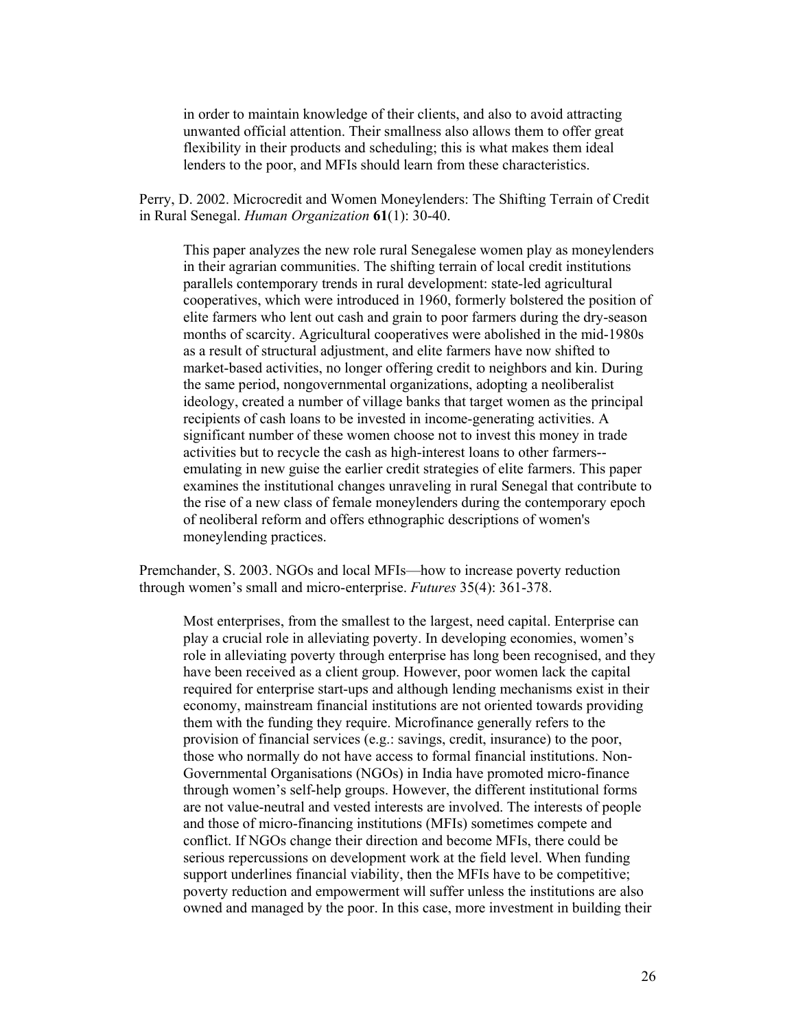in order to maintain knowledge of their clients, and also to avoid attracting unwanted official attention. Their smallness also allows them to offer great flexibility in their products and scheduling; this is what makes them ideal lenders to the poor, and MFIs should learn from these characteristics.

Perry, D. 2002. Microcredit and Women Moneylenders: The Shifting Terrain of Credit in Rural Senegal. *Human Organization* **61**(1): 30-40.

> This paper analyzes the new role rural Senegalese women play as moneylenders in their agrarian communities. The shifting terrain of local credit institutions parallels contemporary trends in rural development: state-led agricultural cooperatives, which were introduced in 1960, formerly bolstered the position of elite farmers who lent out cash and grain to poor farmers during the dry-season months of scarcity. Agricultural cooperatives were abolished in the mid-1980s as a result of structural adjustment, and elite farmers have now shifted to market-based activities, no longer offering credit to neighbors and kin. During the same period, nongovernmental organizations, adopting a neoliberalist ideology, created a number of village banks that target women as the principal recipients of cash loans to be invested in income-generating activities. A significant number of these women choose not to invest this money in trade activities but to recycle the cash as high-interest loans to other farmers--emulating in new guise the earlier credit strategies of elite farmers. This paper examines the institutional changes unraveling in rural Senegal that contribute to the rise of a new class of female moneylenders during the contemporary epoch of neoliberal reform and offers ethnographic descriptions of women's moneylending practices.

Premchander, S. 2003. NGOs and local MFIs—how to increase poverty reduction through women's small and micro-enterprise. *Futures* 35(4): 361-378.

> Most enterprises, from the smallest to the largest, need capital. Enterprise can play a crucial role in alleviating poverty. In developing economies, women's role in alleviating poverty through enterprise has long been recognised, and they have been received as a client group. However, poor women lack the capital required for enterprise start-ups and although lending mechanisms exist in their economy, mainstream financial institutions are not oriented towards providing them with the funding they require. Microfinance generally refers to the provision of financial services (e.g.: savings, credit, insurance) to the poor, those who normally do not have access to formal financial institutions. Non-Governmental Organisations (NGOs) in India have promoted micro-finance through women's self-help groups. However, the different institutional forms are not value-neutral and vested interests are involved. The interests of people and those of micro-financing institutions (MFIs) sometimes compete and conflict. If NGOs change their direction and become MFIs, there could be serious repercussions on development work at the field level. When funding support underlines financial viability, then the MFIs have to be competitive; poverty reduction and empowerment will suffer unless the institutions are also owned and managed by the poor. In this case, more investment in building their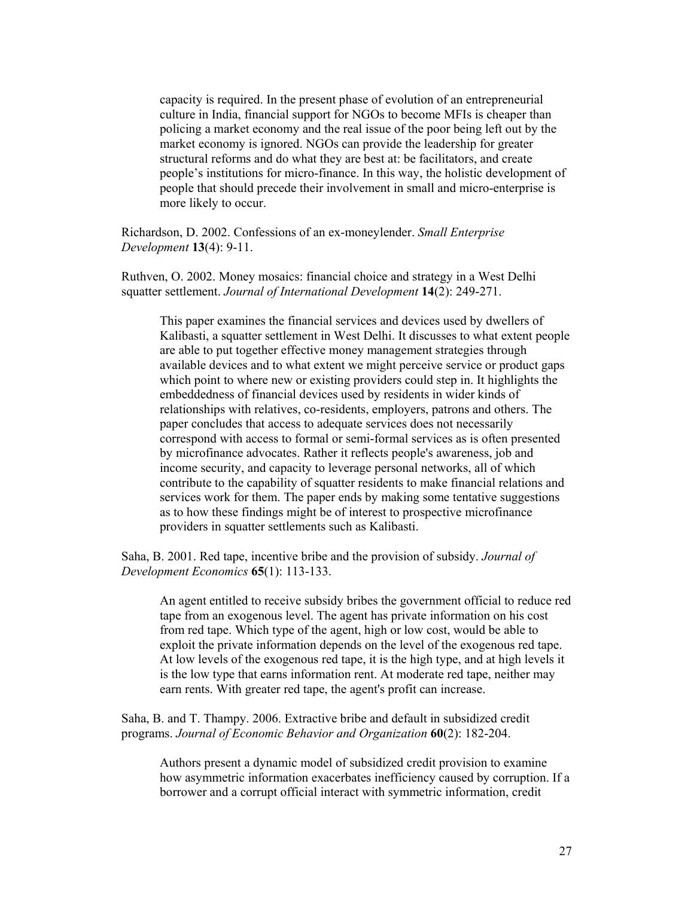capacity is required. In the present phase of evolution of an entrepreneurial culture in India, financial support for NGOs to become MFIs is cheaper than policing a market economy and the real issue of the poor being left out by the market economy is ignored. NGOs can provide the leadership for greater structural reforms and do what they are best at: be facilitators, and create people's institutions for micro-finance. In this way, the holistic development of people that should precede their involvement in small and micro-enterprise is more likely to occur.

Richardson, D. 2002. Confessions of an ex-moneylender. *Small Enterprise Development* **13**(4): 9-11.

Ruthven, O. 2002. Money mosaics: financial choice and strategy in a West Delhi squatter settlement. *Journal of International Development* **14**(2): 249-271.

> This paper examines the financial services and devices used by dwellers of Kalibasti, a squatter settlement in West Delhi. It discusses to what extent people are able to put together effective money management strategies through available devices and to what extent we might perceive service or product gaps which point to where new or existing providers could step in. It highlights the embeddedness of financial devices used by residents in wider kinds of relationships with relatives, co-residents, employers, patrons and others. The paper concludes that access to adequate services does not necessarily correspond with access to formal or semi-formal services as is often presented by microfinance advocates. Rather it reflects people's awareness, job and income security, and capacity to leverage personal networks, all of which contribute to the capability of squatter residents to make financial relations and services work for them. The paper ends by making some tentative suggestions as to how these findings might be of interest to prospective microfinance providers in squatter settlements such as Kalibasti.

Saha, B. 2001. Red tape, incentive bribe and the provision of subsidy. *Journal of Development Economics* **65**(1): 113-133.

> An agent entitled to receive subsidy bribes the government official to reduce red tape from an exogenous level. The agent has private information on his cost from red tape. Which type of the agent, high or low cost, would be able to exploit the private information depends on the level of the exogenous red tape. At low levels of the exogenous red tape, it is the high type, and at high levels it is the low type that earns information rent. At moderate red tape, neither may earn rents. With greater red tape, the agent's profit can increase.

Saha, B. and T. Thampy. 2006. Extractive bribe and default in subsidized credit programs. *Journal of Economic Behavior and Organization* **60**(2): 182-204.

> Authors present a dynamic model of subsidized credit provision to examine how asymmetric information exacerbates inefficiency caused by corruption. If a borrower and a corrupt official interact with symmetric information, credit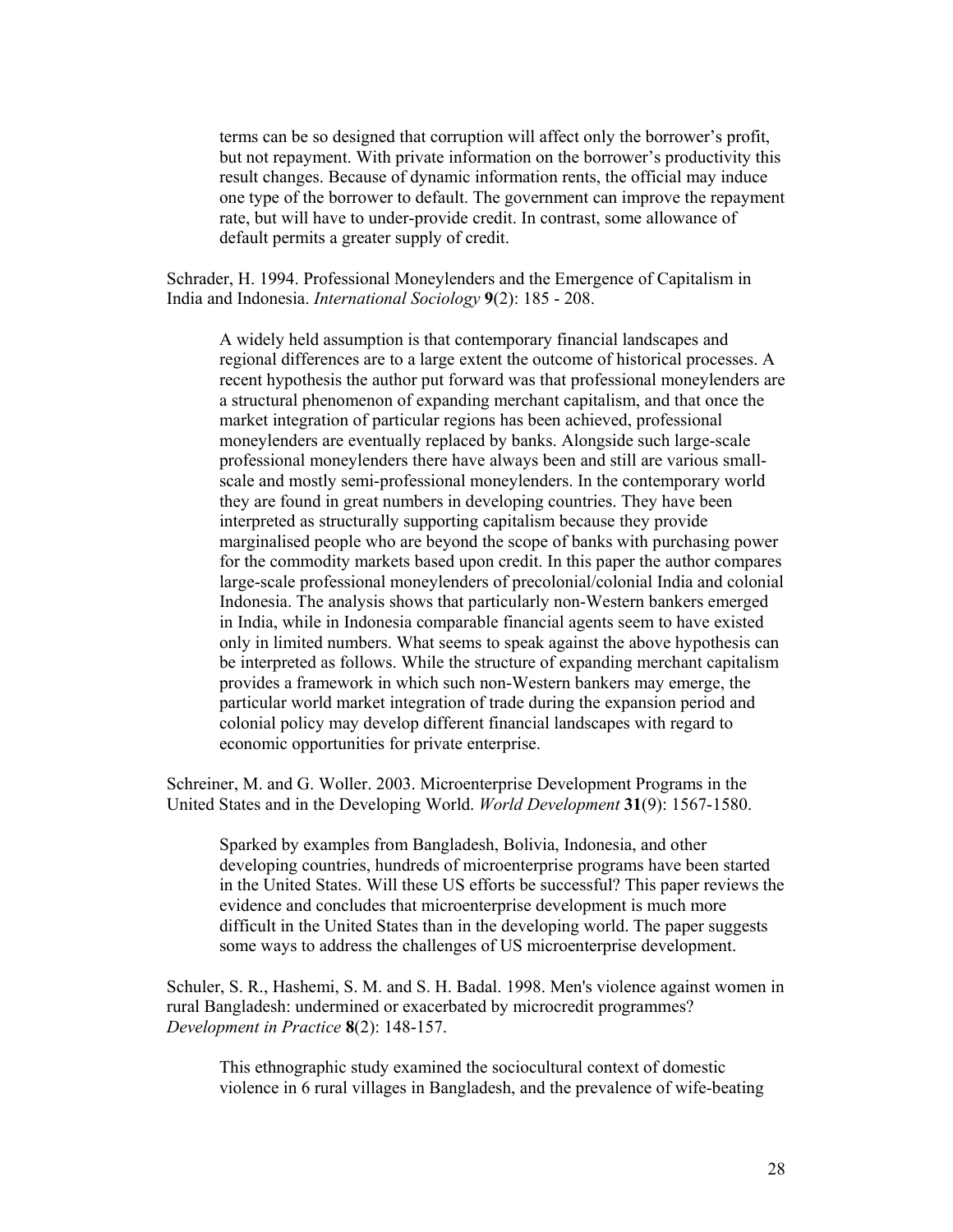terms can be so designed that corruption will affect only the borrower's profit, but not repayment. With private information on the borrower's productivity this result changes. Because of dynamic information rents, the official may induce one type of the borrower to default. The government can improve the repayment rate, but will have to under-provide credit. In contrast, some allowance of default permits a greater supply of credit.

Schrader, H. 1994. Professional Moneylenders and the Emergence of Capitalism in India and Indonesia. *International Sociology* **9**(2): 185 - 208.

> A widely held assumption is that contemporary financial landscapes and regional differences are to a large extent the outcome of historical processes. A recent hypothesis the author put forward was that professional moneylenders are a structural phenomenon of expanding merchant capitalism, and that once the market integration of particular regions has been achieved, professional moneylenders are eventually replaced by banks. Alongside such large-scale professional moneylenders there have always been and still are various small-scale and mostly semi-professional moneylenders. In the contemporary world they are found in great numbers in developing countries. They have been interpreted as structurally supporting capitalism because they provide marginalised people who are beyond the scope of banks with purchasing power for the commodity markets based upon credit. In this paper the author compares large-scale professional moneylenders of precolonial/colonial India and colonial Indonesia. The analysis shows that particularly non-Western bankers emerged in India, while in Indonesia comparable financial agents seem to have existed only in limited numbers. What seems to speak against the above hypothesis can be interpreted as follows. While the structure of expanding merchant capitalism provides a framework in which such non-Western bankers may emerge, the particular world market integration of trade during the expansion period and colonial policy may develop different financial landscapes with regard to economic opportunities for private enterprise.

Schreiner, M. and G. Woller. 2003. Microenterprise Development Programs in the United States and in the Developing World. *World Development* **31**(9): 1567-1580.

> Sparked by examples from Bangladesh, Bolivia, Indonesia, and other developing countries, hundreds of microenterprise programs have been started in the United States. Will these US efforts be successful? This paper reviews the evidence and concludes that microenterprise development is much more difficult in the United States than in the developing world. The paper suggests some ways to address the challenges of US microenterprise development.

Schuler, S. R., Hashemi, S. M. and S. H. Badal. 1998. Men's violence against women in rural Bangladesh: undermined or exacerbated by microcredit programmes? *Development in Practice* **8**(2): 148-157.

> This ethnographic study examined the sociocultural context of domestic violence in 6 rural villages in Bangladesh, and the prevalence of wife-beating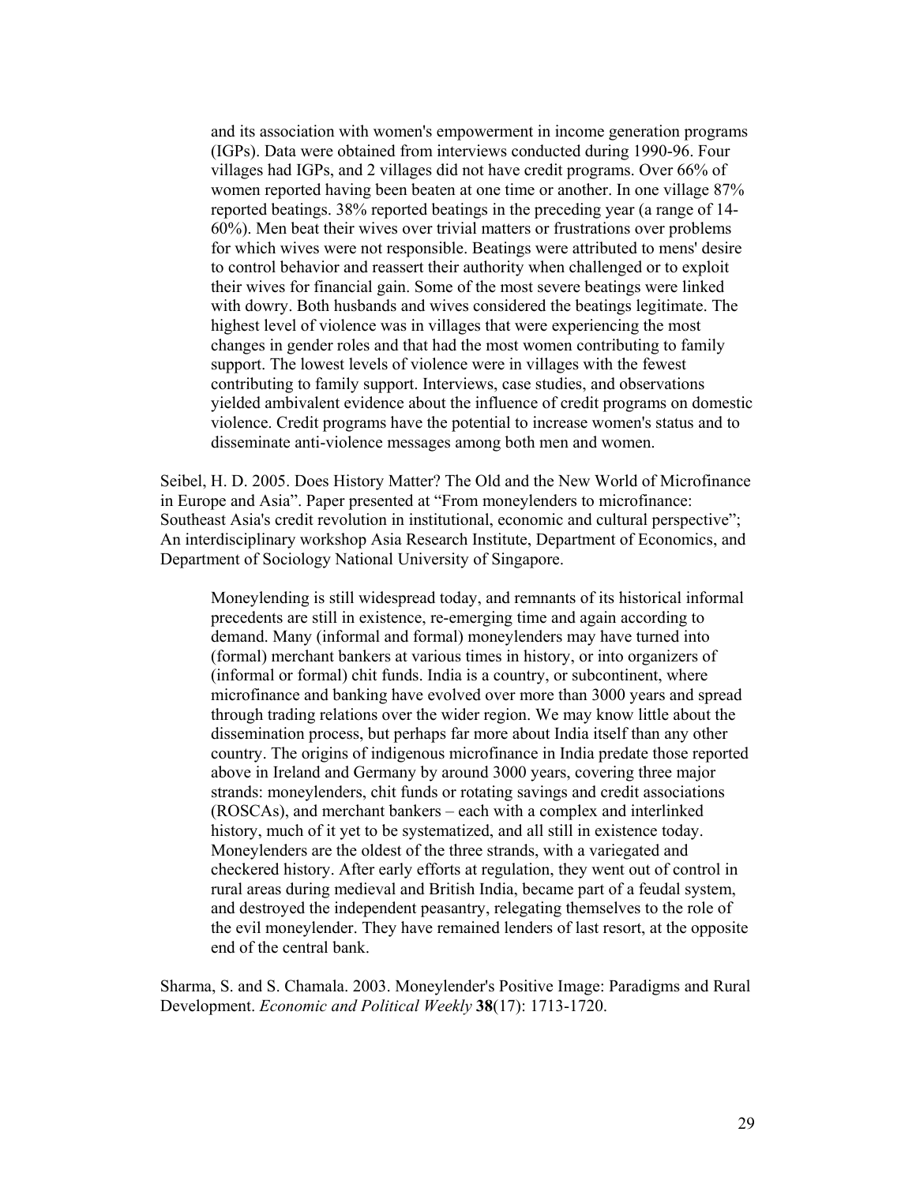and its association with women's empowerment in income generation programs (IGPs). Data were obtained from interviews conducted during 1990-96. Four villages had IGPs, and 2 villages did not have credit programs. Over 66% of women reported having been beaten at one time or another. In one village 87% reported beatings. 38% reported beatings in the preceding year (a range of 14-60%). Men beat their wives over trivial matters or frustrations over problems for which wives were not responsible. Beatings were attributed to mens' desire to control behavior and reassert their authority when challenged or to exploit their wives for financial gain. Some of the most severe beatings were linked with dowry. Both husbands and wives considered the beatings legitimate. The highest level of violence was in villages that were experiencing the most changes in gender roles and that had the most women contributing to family support. The lowest levels of violence were in villages with the fewest contributing to family support. Interviews, case studies, and observations yielded ambivalent evidence about the influence of credit programs on domestic violence. Credit programs have the potential to increase women's status and to disseminate anti-violence messages among both men and women.

Seibel, H. D. 2005. Does History Matter? The Old and the New World of Microfinance in Europe and Asia". Paper presented at "From moneylenders to microfinance: Southeast Asia's credit revolution in institutional, economic and cultural perspective"; An interdisciplinary workshop Asia Research Institute, Department of Economics, and Department of Sociology National University of Singapore.

> Moneylending is still widespread today, and remnants of its historical informal precedents are still in existence, re-emerging time and again according to demand. Many (informal and formal) moneylenders may have turned into (formal) merchant bankers at various times in history, or into organizers of (informal or formal) chit funds. India is a country, or subcontinent, where microfinance and banking have evolved over more than 3000 years and spread through trading relations over the wider region. We may know little about the dissemination process, but perhaps far more about India itself than any other country. The origins of indigenous microfinance in India predate those reported above in Ireland and Germany by around 3000 years, covering three major strands: moneylenders, chit funds or rotating savings and credit associations (ROSCAs), and merchant bankers – each with a complex and interlinked history, much of it yet to be systematized, and all still in existence today. Moneylenders are the oldest of the three strands, with a variegated and checkered history. After early efforts at regulation, they went out of control in rural areas during medieval and British India, became part of a feudal system, and destroyed the independent peasantry, relegating themselves to the role of the evil moneylender. They have remained lenders of last resort, at the opposite end of the central bank.

Sharma, S. and S. Chamala. 2003. Moneylender's Positive Image: Paradigms and Rural Development. *Economic and Political Weekly* **38**(17): 1713-1720.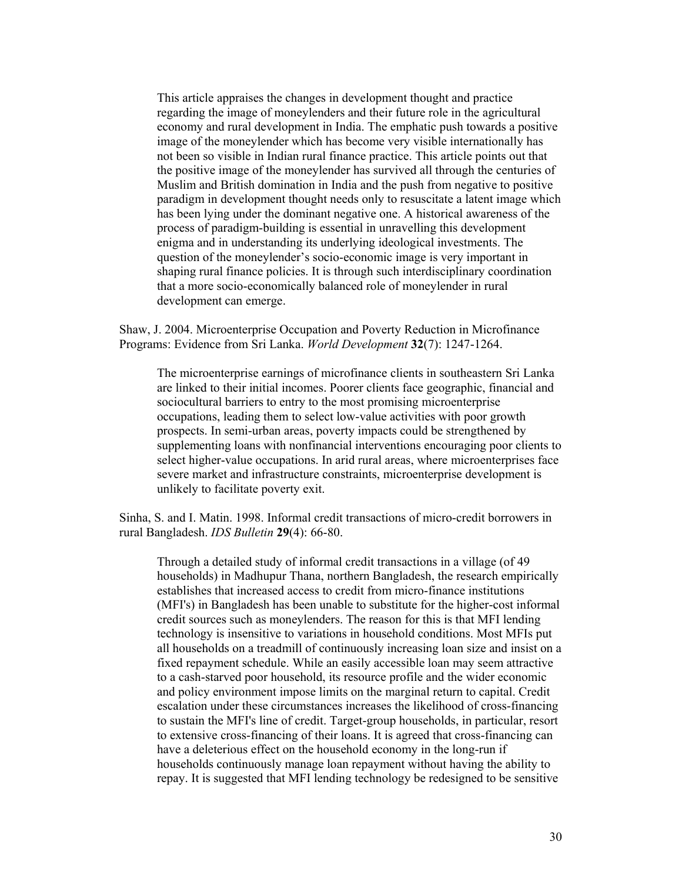This article appraises the changes in development thought and practice regarding the image of moneylenders and their future role in the agricultural economy and rural development in India. The emphatic push towards a positive image of the moneylender which has become very visible internationally has not been so visible in Indian rural finance practice. This article points out that the positive image of the moneylender has survived all through the centuries of Muslim and British domination in India and the push from negative to positive paradigm in development thought needs only to resuscitate a latent image which has been lying under the dominant negative one. A historical awareness of the process of paradigm-building is essential in unravelling this development enigma and in understanding its underlying ideological investments. The question of the moneylender's socio-economic image is very important in shaping rural finance policies. It is through such interdisciplinary coordination that a more socio-economically balanced role of moneylender in rural development can emerge.

Shaw, J. 2004. Microenterprise Occupation and Poverty Reduction in Microfinance Programs: Evidence from Sri Lanka. *World Development* **32**(7): 1247-1264.

> The microenterprise earnings of microfinance clients in southeastern Sri Lanka are linked to their initial incomes. Poorer clients face geographic, financial and sociocultural barriers to entry to the most promising microenterprise occupations, leading them to select low-value activities with poor growth prospects. In semi-urban areas, poverty impacts could be strengthened by supplementing loans with nonfinancial interventions encouraging poor clients to select higher-value occupations. In arid rural areas, where microenterprises face severe market and infrastructure constraints, microenterprise development is unlikely to facilitate poverty exit.

Sinha, S. and I. Matin. 1998. Informal credit transactions of micro-credit borrowers in rural Bangladesh. *IDS Bulletin* **29**(4): 66-80.

> Through a detailed study of informal credit transactions in a village (of 49 households) in Madhupur Thana, northern Bangladesh, the research empirically establishes that increased access to credit from micro-finance institutions (MFI's) in Bangladesh has been unable to substitute for the higher-cost informal credit sources such as moneylenders. The reason for this is that MFI lending technology is insensitive to variations in household conditions. Most MFIs put all households on a treadmill of continuously increasing loan size and insist on a fixed repayment schedule. While an easily accessible loan may seem attractive to a cash-starved poor household, its resource profile and the wider economic and policy environment impose limits on the marginal return to capital. Credit escalation under these circumstances increases the likelihood of cross-financing to sustain the MFI's line of credit. Target-group households, in particular, resort to extensive cross-financing of their loans. It is agreed that cross-financing can have a deleterious effect on the household economy in the long-run if households continuously manage loan repayment without having the ability to repay. It is suggested that MFI lending technology be redesigned to be sensitive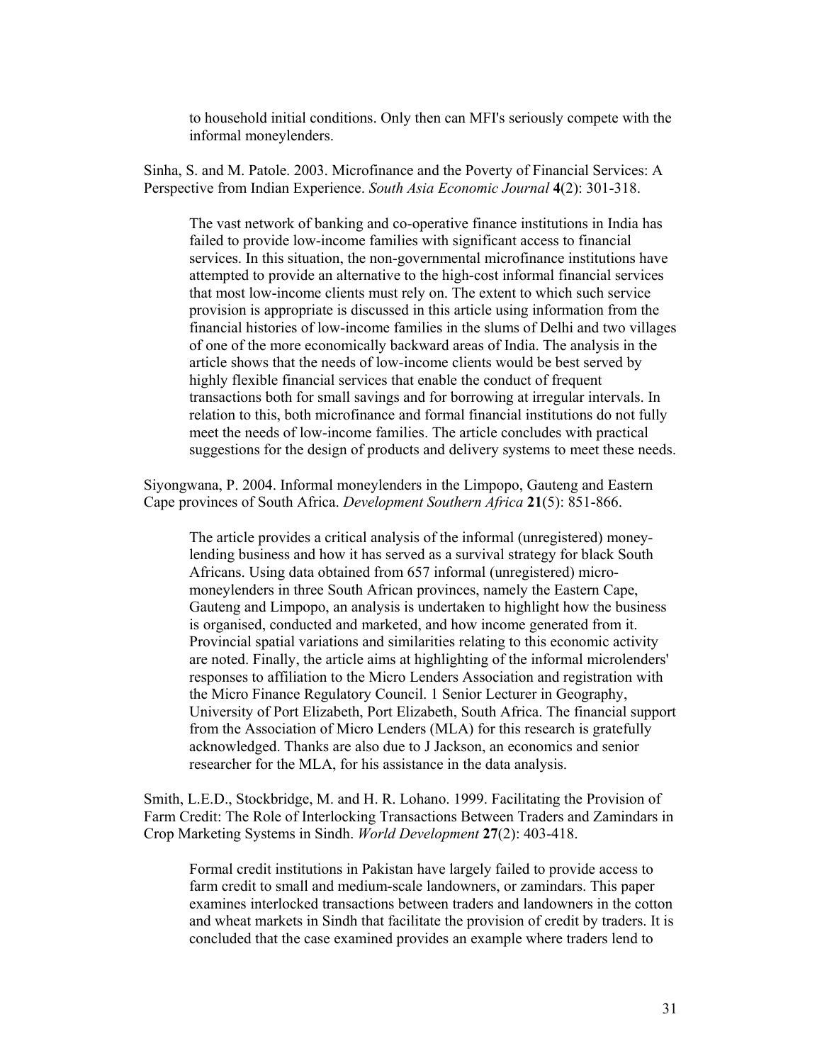to household initial conditions. Only then can MFI's seriously compete with the informal moneylenders.

Sinha, S. and M. Patole. 2003. Microfinance and the Poverty of Financial Services: A Perspective from Indian Experience. *South Asia Economic Journal* **4**(2): 301-318.

> The vast network of banking and co-operative finance institutions in India has failed to provide low-income families with significant access to financial services. In this situation, the non-governmental microfinance institutions have attempted to provide an alternative to the high-cost informal financial services that most low-income clients must rely on. The extent to which such service provision is appropriate is discussed in this article using information from the financial histories of low-income families in the slums of Delhi and two villages of one of the more economically backward areas of India. The analysis in the article shows that the needs of low-income clients would be best served by highly flexible financial services that enable the conduct of frequent transactions both for small savings and for borrowing at irregular intervals. In relation to this, both microfinance and formal financial institutions do not fully meet the needs of low-income families. The article concludes with practical suggestions for the design of products and delivery systems to meet these needs.

Siyongwana, P. 2004. Informal moneylenders in the Limpopo, Gauteng and Eastern Cape provinces of South Africa. *Development Southern Africa* **21**(5): 851-866.

> The article provides a critical analysis of the informal (unregistered) money-lending business and how it has served as a survival strategy for black South Africans. Using data obtained from 657 informal (unregistered) micro-moneylenders in three South African provinces, namely the Eastern Cape, Gauteng and Limpopo, an analysis is undertaken to highlight how the business is organised, conducted and marketed, and how income generated from it. Provincial spatial variations and similarities relating to this economic activity are noted. Finally, the article aims at highlighting of the informal microlenders' responses to affiliation to the Micro Lenders Association and registration with the Micro Finance Regulatory Council. 1 Senior Lecturer in Geography, University of Port Elizabeth, Port Elizabeth, South Africa. The financial support from the Association of Micro Lenders (MLA) for this research is gratefully acknowledged. Thanks are also due to J Jackson, an economics and senior researcher for the MLA, for his assistance in the data analysis.

Smith, L.E.D., Stockbridge, M. and H. R. Lohano. 1999. Facilitating the Provision of Farm Credit: The Role of Interlocking Transactions Between Traders and Zamindars in Crop Marketing Systems in Sindh. *World Development* **27**(2): 403-418.

> Formal credit institutions in Pakistan have largely failed to provide access to farm credit to small and medium-scale landowners, or zamindars. This paper examines interlocked transactions between traders and landowners in the cotton and wheat markets in Sindh that facilitate the provision of credit by traders. It is concluded that the case examined provides an example where traders lend to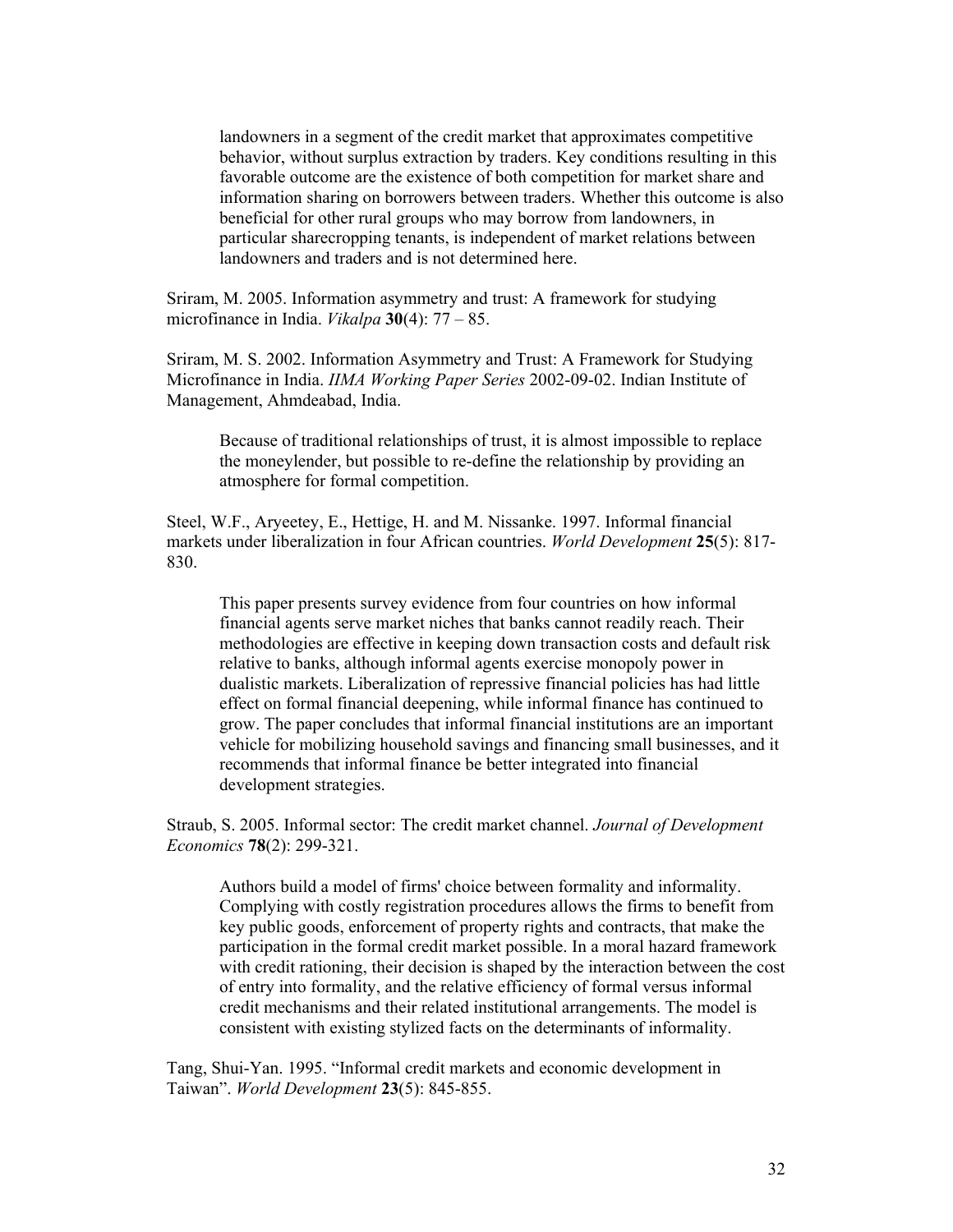> landowners in a segment of the credit market that approximates competitive behavior, without surplus extraction by traders. Key conditions resulting in this favorable outcome are the existence of both competition for market share and information sharing on borrowers between traders. Whether this outcome is also beneficial for other rural groups who may borrow from landowners, in particular sharecropping tenants, is independent of market relations between landowners and traders and is not determined here.

Sriram, M. 2005. Information asymmetry and trust: A framework for studying microfinance in India. *Vikalpa* **30**(4): 77 – 85.

Sriram, M. S. 2002. Information Asymmetry and Trust: A Framework for Studying Microfinance in India. *IIMA Working Paper Series* 2002-09-02. Indian Institute of Management, Ahmdeabad, India.

> Because of traditional relationships of trust, it is almost impossible to replace the moneylender, but possible to re-define the relationship by providing an atmosphere for formal competition.

Steel, W.F., Aryeetey, E., Hettige, H. and M. Nissanke. 1997. Informal financial markets under liberalization in four African countries. *World Development* **25**(5): 817-830.

> This paper presents survey evidence from four countries on how informal financial agents serve market niches that banks cannot readily reach. Their methodologies are effective in keeping down transaction costs and default risk relative to banks, although informal agents exercise monopoly power in dualistic markets. Liberalization of repressive financial policies has had little effect on formal financial deepening, while informal finance has continued to grow. The paper concludes that informal financial institutions are an important vehicle for mobilizing household savings and financing small businesses, and it recommends that informal finance be better integrated into financial development strategies.

Straub, S. 2005. Informal sector: The credit market channel. *Journal of Development Economics* **78**(2): 299-321.

> Authors build a model of firms' choice between formality and informality. Complying with costly registration procedures allows the firms to benefit from key public goods, enforcement of property rights and contracts, that make the participation in the formal credit market possible. In a moral hazard framework with credit rationing, their decision is shaped by the interaction between the cost of entry into formality, and the relative efficiency of formal versus informal credit mechanisms and their related institutional arrangements. The model is consistent with existing stylized facts on the determinants of informality.

Tang, Shui-Yan. 1995. "Informal credit markets and economic development in Taiwan". *World Development* **23**(5): 845-855.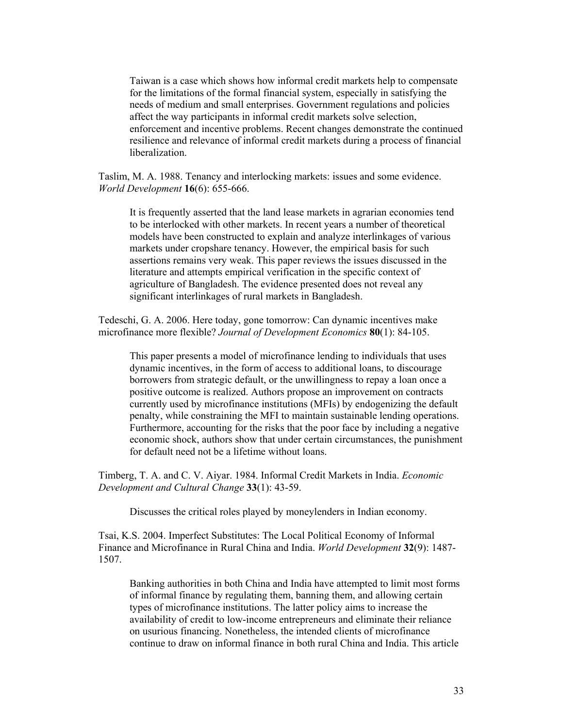Taiwan is a case which shows how informal credit markets help to compensate for the limitations of the formal financial system, especially in satisfying the needs of medium and small enterprises. Government regulations and policies affect the way participants in informal credit markets solve selection, enforcement and incentive problems. Recent changes demonstrate the continued resilience and relevance of informal credit markets during a process of financial liberalization.

Taslim, M. A. 1988. Tenancy and interlocking markets: issues and some evidence. *World Development* **16**(6): 655-666.

> It is frequently asserted that the land lease markets in agrarian economies tend to be interlocked with other markets. In recent years a number of theoretical models have been constructed to explain and analyze interlinkages of various markets under cropshare tenancy. However, the empirical basis for such assertions remains very weak. This paper reviews the issues discussed in the literature and attempts empirical verification in the specific context of agriculture of Bangladesh. The evidence presented does not reveal any significant interlinkages of rural markets in Bangladesh.

Tedeschi, G. A. 2006. Here today, gone tomorrow: Can dynamic incentives make microfinance more flexible? *Journal of Development Economics* **80**(1): 84-105.

> This paper presents a model of microfinance lending to individuals that uses dynamic incentives, in the form of access to additional loans, to discourage borrowers from strategic default, or the unwillingness to repay a loan once a positive outcome is realized. Authors propose an improvement on contracts currently used by microfinance institutions (MFIs) by endogenizing the default penalty, while constraining the MFI to maintain sustainable lending operations. Furthermore, accounting for the risks that the poor face by including a negative economic shock, authors show that under certain circumstances, the punishment for default need not be a lifetime without loans.

Timberg, T. A. and C. V. Aiyar. 1984. Informal Credit Markets in India. *Economic Development and Cultural Change* **33**(1): 43-59.

> Discusses the critical roles played by moneylenders in Indian economy.

Tsai, K.S. 2004. Imperfect Substitutes: The Local Political Economy of Informal Finance and Microfinance in Rural China and India. *World Development* **32**(9): 1487-1507.

> Banking authorities in both China and India have attempted to limit most forms of informal finance by regulating them, banning them, and allowing certain types of microfinance institutions. The latter policy aims to increase the availability of credit to low-income entrepreneurs and eliminate their reliance on usurious financing. Nonetheless, the intended clients of microfinance continue to draw on informal finance in both rural China and India. This article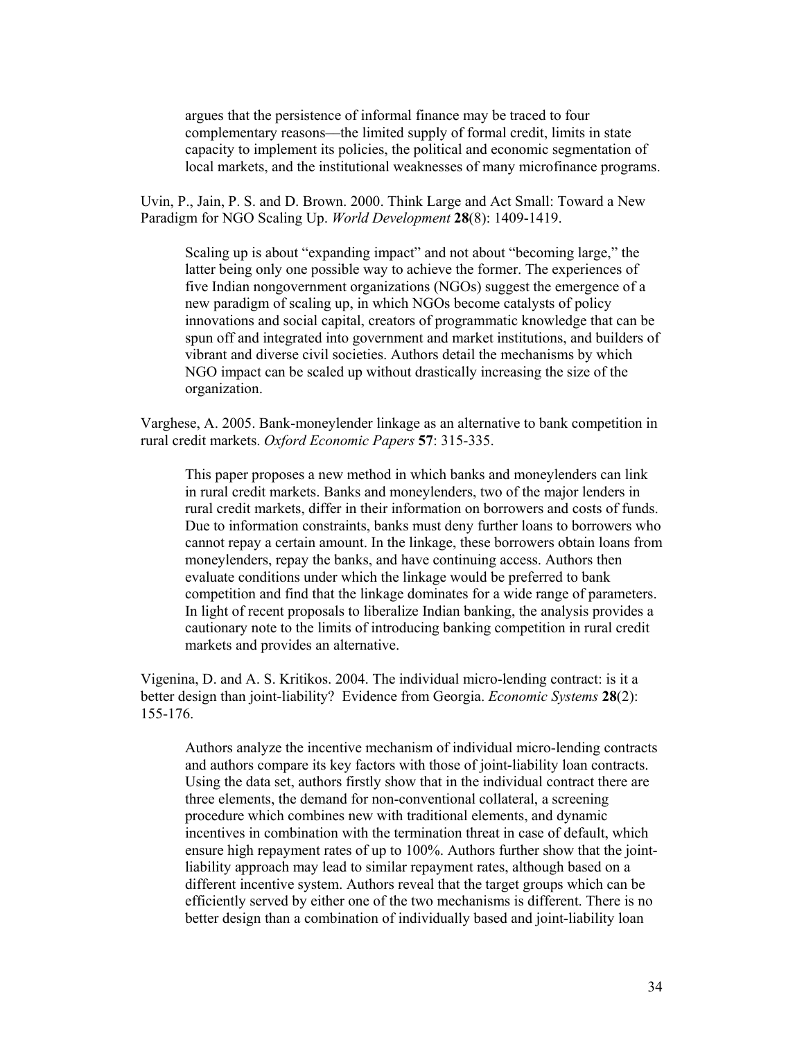argues that the persistence of informal finance may be traced to four complementary reasons—the limited supply of formal credit, limits in state capacity to implement its policies, the political and economic segmentation of local markets, and the institutional weaknesses of many microfinance programs.

Uvin, P., Jain, P. S. and D. Brown. 2000. Think Large and Act Small: Toward a New Paradigm for NGO Scaling Up. *World Development* **28**(8): 1409-1419.

> Scaling up is about "expanding impact" and not about "becoming large," the latter being only one possible way to achieve the former. The experiences of five Indian nongovernment organizations (NGOs) suggest the emergence of a new paradigm of scaling up, in which NGOs become catalysts of policy innovations and social capital, creators of programmatic knowledge that can be spun off and integrated into government and market institutions, and builders of vibrant and diverse civil societies. Authors detail the mechanisms by which NGO impact can be scaled up without drastically increasing the size of the organization.

Varghese, A. 2005. Bank-moneylender linkage as an alternative to bank competition in rural credit markets. *Oxford Economic Papers* **57**: 315-335.

> This paper proposes a new method in which banks and moneylenders can link in rural credit markets. Banks and moneylenders, two of the major lenders in rural credit markets, differ in their information on borrowers and costs of funds. Due to information constraints, banks must deny further loans to borrowers who cannot repay a certain amount. In the linkage, these borrowers obtain loans from moneylenders, repay the banks, and have continuing access. Authors then evaluate conditions under which the linkage would be preferred to bank competition and find that the linkage dominates for a wide range of parameters. In light of recent proposals to liberalize Indian banking, the analysis provides a cautionary note to the limits of introducing banking competition in rural credit markets and provides an alternative.

Vigenina, D. and A. S. Kritikos. 2004. The individual micro-lending contract: is it a better design than joint-liability? Evidence from Georgia. *Economic Systems* **28**(2): 155-176.

> Authors analyze the incentive mechanism of individual micro-lending contracts and authors compare its key factors with those of joint-liability loan contracts. Using the data set, authors firstly show that in the individual contract there are three elements, the demand for non-conventional collateral, a screening procedure which combines new with traditional elements, and dynamic incentives in combination with the termination threat in case of default, which ensure high repayment rates of up to 100%. Authors further show that the joint-liability approach may lead to similar repayment rates, although based on a different incentive system. Authors reveal that the target groups which can be efficiently served by either one of the two mechanisms is different. There is no better design than a combination of individually based and joint-liability loan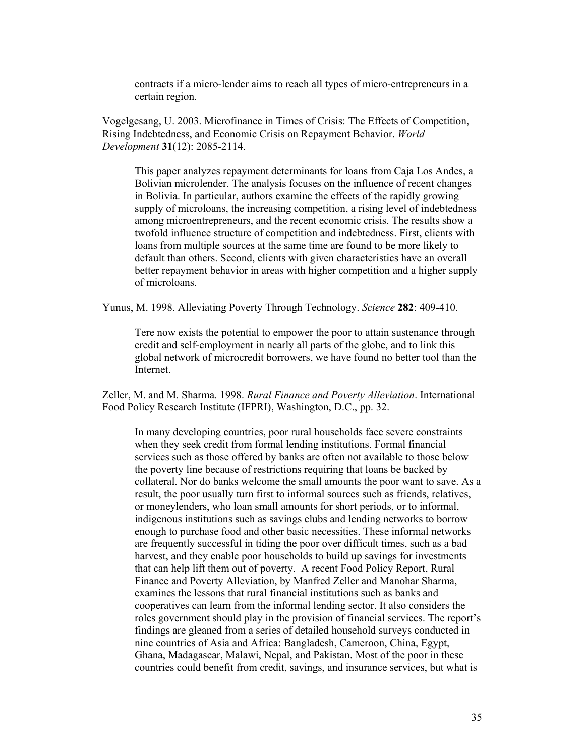contracts if a micro-lender aims to reach all types of micro-entrepreneurs in a certain region.

Vogelgesang, U. 2003. Microfinance in Times of Crisis: The Effects of Competition, Rising Indebtedness, and Economic Crisis on Repayment Behavior. *World Development* **31**(12): 2085-2114.

> This paper analyzes repayment determinants for loans from Caja Los Andes, a Bolivian microlender. The analysis focuses on the influence of recent changes in Bolivia. In particular, authors examine the effects of the rapidly growing supply of microloans, the increasing competition, a rising level of indebtedness among microentrepreneurs, and the recent economic crisis. The results show a twofold influence structure of competition and indebtedness. First, clients with loans from multiple sources at the same time are found to be more likely to default than others. Second, clients with given characteristics have an overall better repayment behavior in areas with higher competition and a higher supply of microloans.

Yunus, M. 1998. Alleviating Poverty Through Technology. *Science* **282**: 409-410.

> Tere now exists the potential to empower the poor to attain sustenance through credit and self-employment in nearly all parts of the globe, and to link this global network of microcredit borrowers, we have found no better tool than the Internet.

Zeller, M. and M. Sharma. 1998. *Rural Finance and Poverty Alleviation*. International Food Policy Research Institute (IFPRI), Washington, D.C., pp. 32.

> In many developing countries, poor rural households face severe constraints when they seek credit from formal lending institutions. Formal financial services such as those offered by banks are often not available to those below the poverty line because of restrictions requiring that loans be backed by collateral. Nor do banks welcome the small amounts the poor want to save. As a result, the poor usually turn first to informal sources such as friends, relatives, or moneylenders, who loan small amounts for short periods, or to informal, indigenous institutions such as savings clubs and lending networks to borrow enough to purchase food and other basic necessities. These informal networks are frequently successful in tiding the poor over difficult times, such as a bad harvest, and they enable poor households to build up savings for investments that can help lift them out of poverty. A recent Food Policy Report, Rural Finance and Poverty Alleviation, by Manfred Zeller and Manohar Sharma, examines the lessons that rural financial institutions such as banks and cooperatives can learn from the informal lending sector. It also considers the roles government should play in the provision of financial services. The report's findings are gleaned from a series of detailed household surveys conducted in nine countries of Asia and Africa: Bangladesh, Cameroon, China, Egypt, Ghana, Madagascar, Malawi, Nepal, and Pakistan. Most of the poor in these countries could benefit from credit, savings, and insurance services, but what is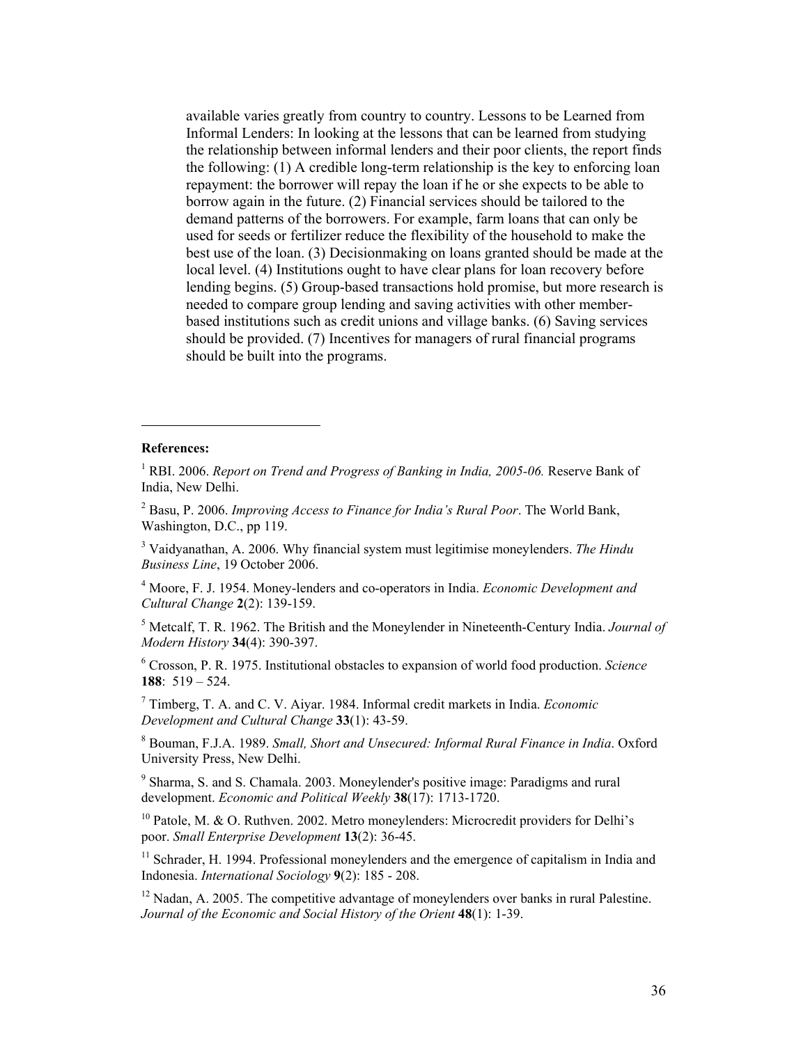available varies greatly from country to country. Lessons to be Learned from Informal Lenders: In looking at the lessons that can be learned from studying the relationship between informal lenders and their poor clients, the report finds the following: (1) A credible long-term relationship is the key to enforcing loan repayment: the borrower will repay the loan if he or she expects to be able to borrow again in the future. (2) Financial services should be tailored to the demand patterns of the borrowers. For example, farm loans that can only be used for seeds or fertilizer reduce the flexibility of the household to make the best use of the loan. (3) Decisionmaking on loans granted should be made at the local level. (4) Institutions ought to have clear plans for loan recovery before lending begins. (5) Group-based transactions hold promise, but more research is needed to compare group lending and saving activities with other member-based institutions such as credit unions and village banks. (6) Saving services should be provided. (7) Incentives for managers of rural financial programs should be built into the programs.

---

**References:**

[1] RBI. 2006. *Report on Trend and Progress of Banking in India, 2005-06.* Reserve Bank of India, New Delhi.

[2] Basu, P. 2006. *Improving Access to Finance for India's Rural Poor*. The World Bank, Washington, D.C., pp 119.

[3] Vaidyanathan, A. 2006. Why financial system must legitimise moneylenders. *The Hindu Business Line*, 19 October 2006.

[4] Moore, F. J. 1954. Money-lenders and co-operators in India. *Economic Development and Cultural Change* **2**(2): 139-159.

[5] Metcalf, T. R. 1962. The British and the Moneylender in Nineteenth-Century India. *Journal of Modern History* **34**(4): 390-397.

[6] Crosson, P. R. 1975. Institutional obstacles to expansion of world food production. *Science* **188**: 519 – 524.

[7] Timberg, T. A. and C. V. Aiyar. 1984. Informal credit markets in India. *Economic Development and Cultural Change* **33**(1): 43-59.

[8] Bouman, F.J.A. 1989. *Small, Short and Unsecured: Informal Rural Finance in India*. Oxford University Press, New Delhi.

[9] Sharma, S. and S. Chamala. 2003. Moneylender's positive image: Paradigms and rural development. *Economic and Political Weekly* **38**(17): 1713-1720.

[10] Patole, M. & O. Ruthven. 2002. Metro moneylenders: Microcredit providers for Delhi's poor. *Small Enterprise Development* **13**(2): 36-45.

[11] Schrader, H. 1994. Professional moneylenders and the emergence of capitalism in India and Indonesia. *International Sociology* **9**(2): 185 - 208.

[12] Nadan, A. 2005. The competitive advantage of moneylenders over banks in rural Palestine. *Journal of the Economic and Social History of the Orient* **48**(1): 1-39.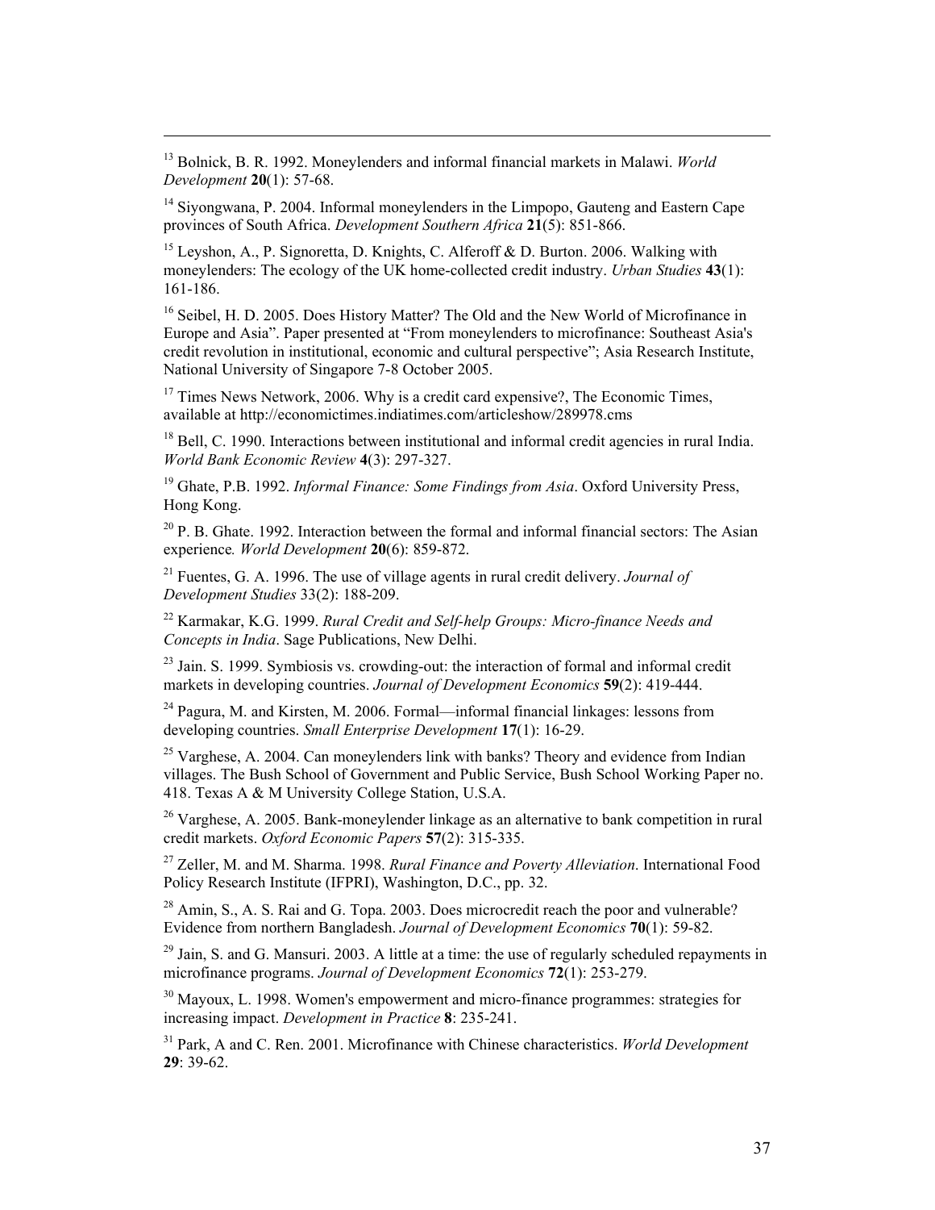[13] Bolnick, B. R. 1992. Moneylenders and informal financial markets in Malawi. *World Development* **20**(1): 57-68.

[14] Siyongwana, P. 2004. Informal moneylenders in the Limpopo, Gauteng and Eastern Cape provinces of South Africa. *Development Southern Africa* **21**(5): 851-866.

[15] Leyshon, A., P. Signoretta, D. Knights, C. Alferoff & D. Burton. 2006. Walking with moneylenders: The ecology of the UK home-collected credit industry. *Urban Studies* **43**(1): 161-186.

[16] Seibel, H. D. 2005. Does History Matter? The Old and the New World of Microfinance in Europe and Asia". Paper presented at "From moneylenders to microfinance: Southeast Asia's credit revolution in institutional, economic and cultural perspective"; Asia Research Institute, National University of Singapore 7-8 October 2005.

[17] Times News Network, 2006. Why is a credit card expensive?, The Economic Times, available at http://economictimes.indiatimes.com/articleshow/289978.cms

[18] Bell, C. 1990. Interactions between institutional and informal credit agencies in rural India. *World Bank Economic Review* **4**(3): 297-327.

[19] Ghate, P.B. 1992. *Informal Finance: Some Findings from Asia*. Oxford University Press, Hong Kong.

[20] P. B. Ghate. 1992. Interaction between the formal and informal financial sectors: The Asian experience*. World Development* **20**(6): 859-872.

[21] Fuentes, G. A. 1996. The use of village agents in rural credit delivery. *Journal of Development Studies* 33(2): 188-209.

[22] Karmakar, K.G. 1999. *Rural Credit and Self-help Groups: Micro-finance Needs and Concepts in India*. Sage Publications, New Delhi.

[23] Jain. S. 1999. Symbiosis vs. crowding-out: the interaction of formal and informal credit markets in developing countries. *Journal of Development Economics* **59**(2): 419-444.

[24] Pagura, M. and Kirsten, M. 2006. Formal—informal financial linkages: lessons from developing countries. *Small Enterprise Development* **17**(1): 16-29.

[25] Varghese, A. 2004. Can moneylenders link with banks? Theory and evidence from Indian villages. The Bush School of Government and Public Service, Bush School Working Paper no. 418. Texas A & M University College Station, U.S.A.

[26] Varghese, A. 2005. Bank-moneylender linkage as an alternative to bank competition in rural credit markets. *Oxford Economic Papers* **57**(2): 315-335.

[27] Zeller, M. and M. Sharma. 1998. *Rural Finance and Poverty Alleviation*. International Food Policy Research Institute (IFPRI), Washington, D.C., pp. 32.

[28] Amin, S., A. S. Rai and G. Topa. 2003. Does microcredit reach the poor and vulnerable? Evidence from northern Bangladesh. *Journal of Development Economics* **70**(1): 59-82.

[29] Jain, S. and G. Mansuri. 2003. A little at a time: the use of regularly scheduled repayments in microfinance programs. *Journal of Development Economics* **72**(1): 253-279.

[30] Mayoux, L. 1998. Women's empowerment and micro-finance programmes: strategies for increasing impact. *Development in Practice* **8**: 235-241.

[31] Park, A and C. Ren. 2001. Microfinance with Chinese characteristics. *World Development* **29**: 39-62.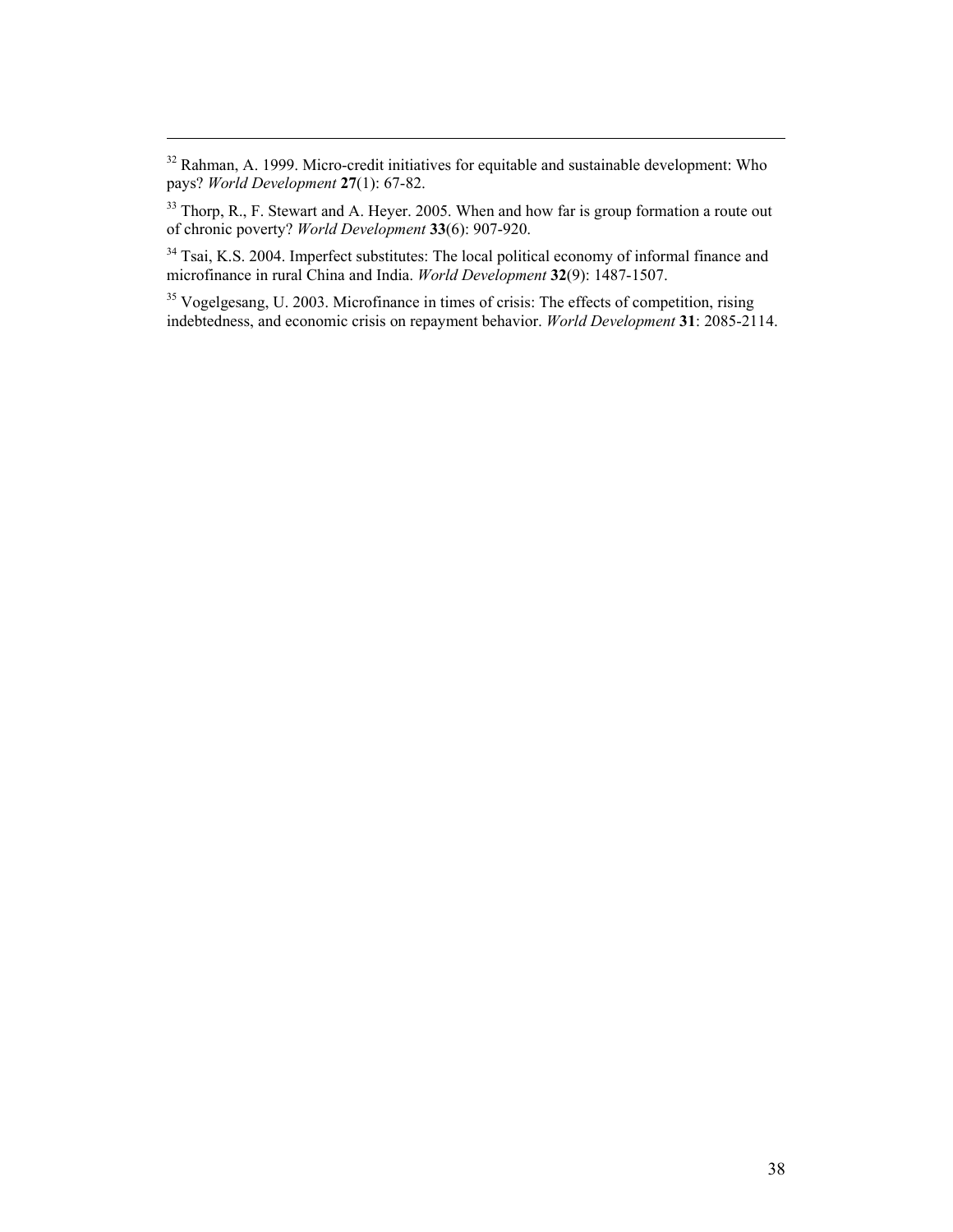[32] Rahman, A. 1999. Micro-credit initiatives for equitable and sustainable development: Who pays? *World Development* **27**(1): 67-82.

[33] Thorp, R., F. Stewart and A. Heyer. 2005. When and how far is group formation a route out of chronic poverty? *World Development* **33**(6): 907-920.

[34] Tsai, K.S. 2004. Imperfect substitutes: The local political economy of informal finance and microfinance in rural China and India. *World Development* **32**(9): 1487-1507.

[35] Vogelgesang, U. 2003. Microfinance in times of crisis: The effects of competition, rising indebtedness, and economic crisis on repayment behavior. *World Development* **31**: 2085-2114.